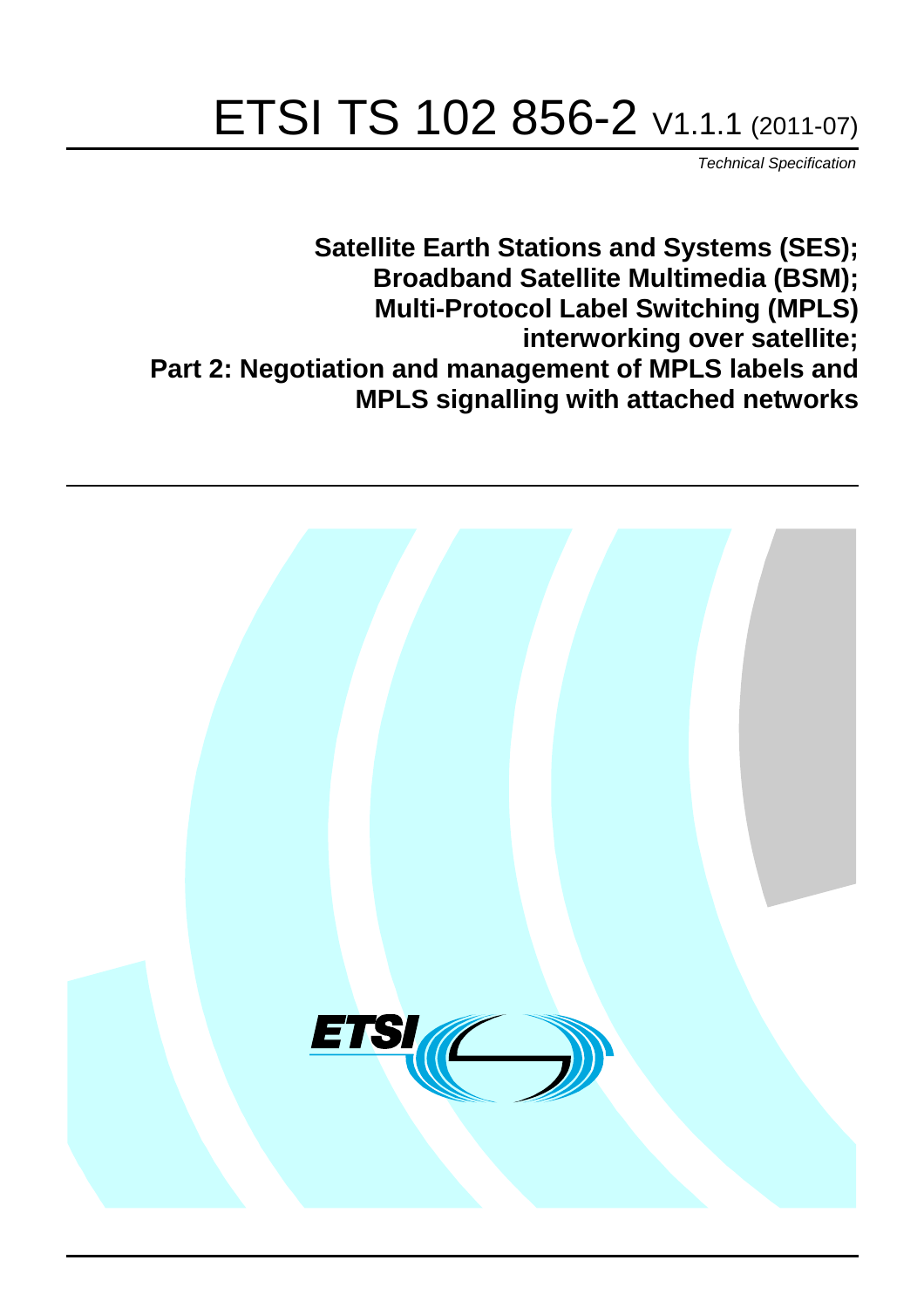# ETSI TS 102 856-2 V1.1.1 (2011-07)

*Technical Specification*

**Satellite Earth Stations and Systems (SES);**
**Broadband Satellite Multimedia (BSM);**
**Multi-Protocol Label Switching (MPLS)**
**interworking over satellite;**
**Part 2: Negotiation and management of MPLS labels and**
**MPLS signalling with attached networks**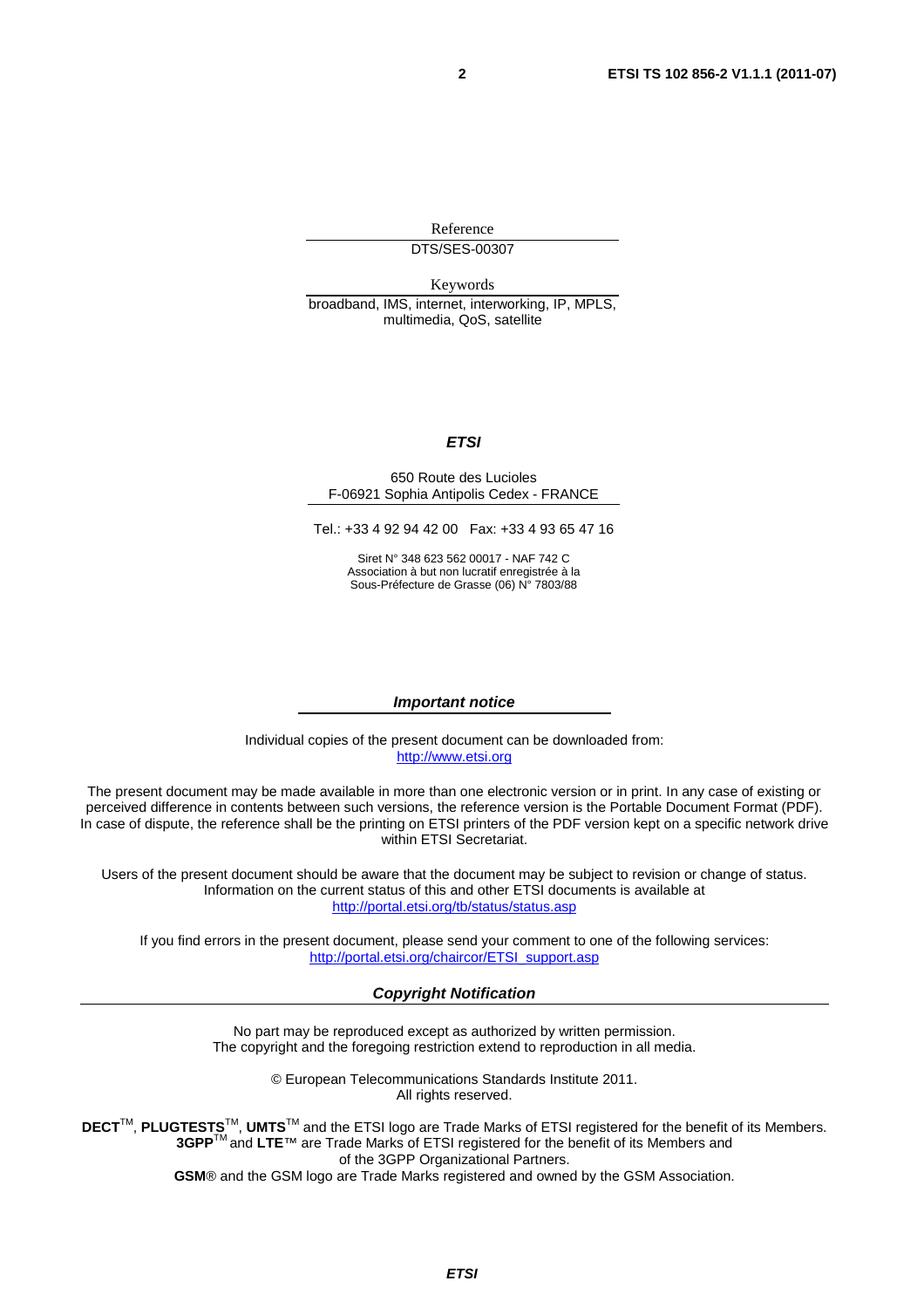Reference

DTS/SES-00307

Keywords

broadband, IMS, internet, interworking, IP, MPLS, multimedia, QoS, satellite

***ETSI***

650 Route des Lucioles
F-06921 Sophia Antipolis Cedex - FRANCE

Tel.: +33 4 92 94 42 00 Fax: +33 4 93 65 47 16

Siret N° 348 623 562 00017 - NAF 742 C
Association à but non lucratif enregistrée à la
Sous-Préfecture de Grasse (06) N° 7803/88

***Important notice***

Individual copies of the present document can be downloaded from:
http://www.etsi.org

The present document may be made available in more than one electronic version or in print. In any case of existing or perceived difference in contents between such versions, the reference version is the Portable Document Format (PDF). In case of dispute, the reference shall be the printing on ETSI printers of the PDF version kept on a specific network drive within ETSI Secretariat.

Users of the present document should be aware that the document may be subject to revision or change of status. Information on the current status of this and other ETSI documents is available at
http://portal.etsi.org/tb/status/status.asp

If you find errors in the present document, please send your comment to one of the following services:
http://portal.etsi.org/chaircor/ETSI_support.asp

***Copyright Notification***

No part may be reproduced except as authorized by written permission.
The copyright and the foregoing restriction extend to reproduction in all media.

© European Telecommunications Standards Institute 2011.
All rights reserved.

**DECT**™, **PLUGTESTS**™, **UMTS**™ and the ETSI logo are Trade Marks of ETSI registered for the benefit of its Members.
**3GPP**™ and **LTE**™ are Trade Marks of ETSI registered for the benefit of its Members and of the 3GPP Organizational Partners.
**GSM**® and the GSM logo are Trade Marks registered and owned by the GSM Association.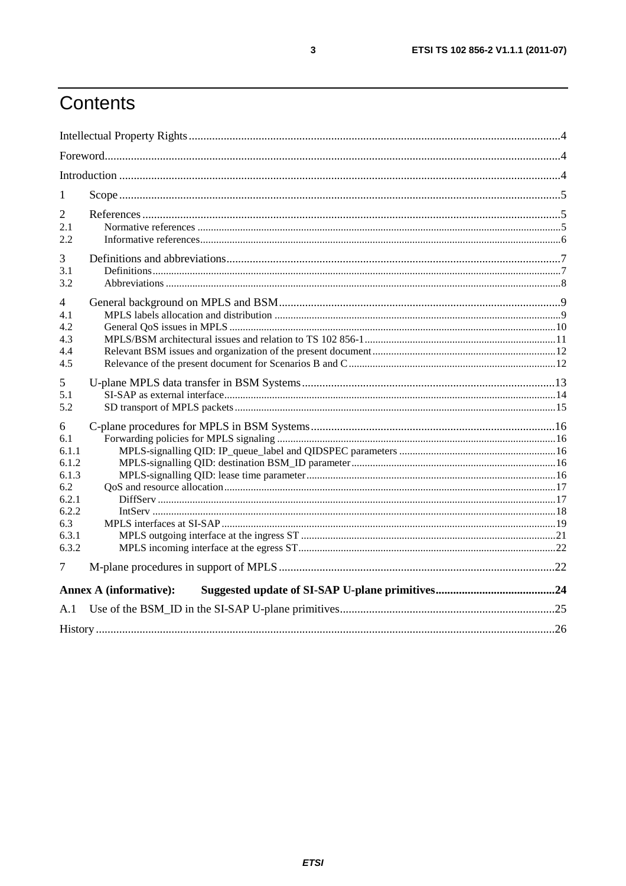# Contents

Intellectual Property Rights ....................................................................................................................... 4

Foreword ..................................................................................................................................................... 4

Introduction ................................................................................................................................................ 4

1 Scope ....................................................................................................................................................... 5

2 References ............................................................................................................................................... 5

2.1 Normative references ........................................................................................................................... 5

2.2 Informative references ......................................................................................................................... 6

3 Definitions and abbreviations .................................................................................................................. 7

3.1 Definitions ............................................................................................................................................ 7

3.2 Abbreviations ....................................................................................................................................... 8

4 General background on MPLS and BSM ................................................................................................ 9

4.1 MPLS labels allocation and distribution .............................................................................................. 9

4.2 General QoS issues in MPLS .............................................................................................................. 10

4.3 MPLS/BSM architectural issues and relation to TS 102 856-1 ......................................................... 11

4.4 Relevant BSM issues and organization of the present document ...................................................... 12

4.5 Relevance of the present document for Scenarios B and C ................................................................ 12

5 U-plane MPLS data transfer in BSM Systems ....................................................................................... 13

5.1 SI-SAP as external interface ............................................................................................................... 14

5.2 SD transport of MPLS packets ............................................................................................................ 15

6 C-plane procedures for MPLS in BSM Systems .................................................................................... 16

6.1 Forwarding policies for MPLS signaling ............................................................................................ 16

6.1.1 MPLS-signalling QID: IP_queue_label and QIDSPEC parameters ................................................ 16

6.1.2 MPLS-signalling QID: destination BSM_ID parameter .................................................................. 16

6.1.3 MPLS-signalling QID: lease time parameter .................................................................................. 16

6.2 QoS and resource allocation ................................................................................................................ 17

6.2.1 DiffServ ........................................................................................................................................... 17

6.2.2 IntServ ............................................................................................................................................. 18

6.3 MPLS interfaces at SI-SAP ................................................................................................................. 19

6.3.1 MPLS outgoing interface at the ingress ST ..................................................................................... 21

6.3.2 MPLS incoming interface at the egress ST ...................................................................................... 22

7 M-plane procedures in support of MPLS ............................................................................................... 22

**Annex A (informative): Suggested update of SI-SAP U-plane primitives** ......................................... 24

A.1 Use of the BSM_ID in the SI-SAP U-plane primitives ........................................................................ 25

History ....................................................................................................................................................... 26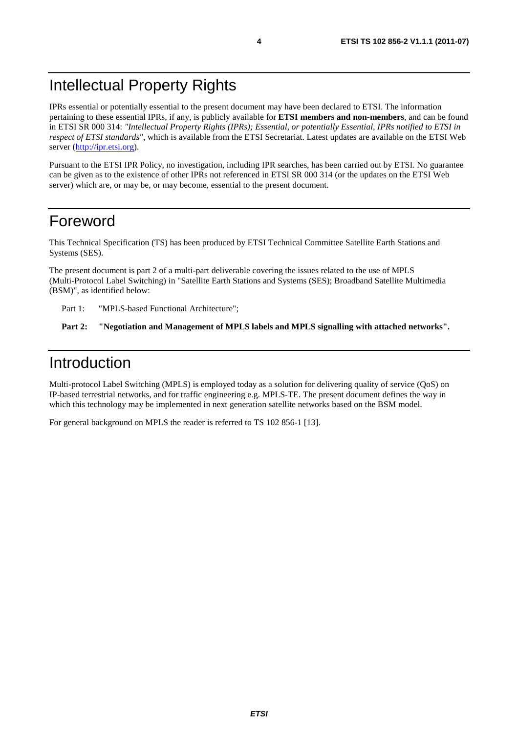# Intellectual Property Rights

IPRs essential or potentially essential to the present document may have been declared to ETSI. The information pertaining to these essential IPRs, if any, is publicly available for **ETSI members and non-members**, and can be found in ETSI SR 000 314: *"Intellectual Property Rights (IPRs); Essential, or potentially Essential, IPRs notified to ETSI in respect of ETSI standards"*, which is available from the ETSI Secretariat. Latest updates are available on the ETSI Web server (http://ipr.etsi.org).

Pursuant to the ETSI IPR Policy, no investigation, including IPR searches, has been carried out by ETSI. No guarantee can be given as to the existence of other IPRs not referenced in ETSI SR 000 314 (or the updates on the ETSI Web server) which are, or may be, or may become, essential to the present document.

# Foreword

This Technical Specification (TS) has been produced by ETSI Technical Committee Satellite Earth Stations and Systems (SES).

The present document is part 2 of a multi-part deliverable covering the issues related to the use of MPLS (Multi-Protocol Label Switching) in "Satellite Earth Stations and Systems (SES); Broadband Satellite Multimedia (BSM)", as identified below:

Part 1: "MPLS-based Functional Architecture";

**Part 2: "Negotiation and Management of MPLS labels and MPLS signalling with attached networks".**

# Introduction

Multi-protocol Label Switching (MPLS) is employed today as a solution for delivering quality of service (QoS) on IP-based terrestrial networks, and for traffic engineering e.g. MPLS-TE. The present document defines the way in which this technology may be implemented in next generation satellite networks based on the BSM model.

For general background on MPLS the reader is referred to TS 102 856-1 [13].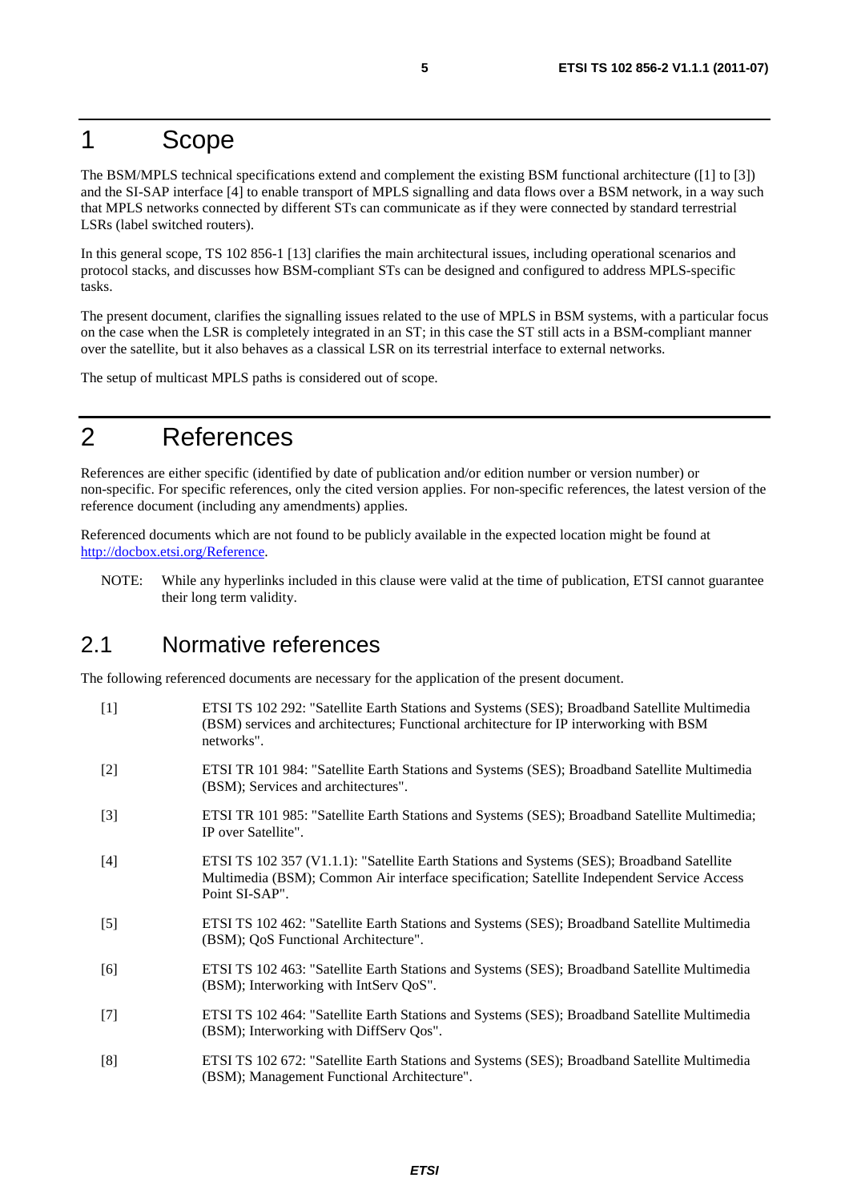# 1 Scope

The BSM/MPLS technical specifications extend and complement the existing BSM functional architecture ([1] to [3]) and the SI-SAP interface [4] to enable transport of MPLS signalling and data flows over a BSM network, in a way such that MPLS networks connected by different STs can communicate as if they were connected by standard terrestrial LSRs (label switched routers).

In this general scope, TS 102 856-1 [13] clarifies the main architectural issues, including operational scenarios and protocol stacks, and discusses how BSM-compliant STs can be designed and configured to address MPLS-specific tasks.

The present document, clarifies the signalling issues related to the use of MPLS in BSM systems, with a particular focus on the case when the LSR is completely integrated in an ST; in this case the ST still acts in a BSM-compliant manner over the satellite, but it also behaves as a classical LSR on its terrestrial interface to external networks.

The setup of multicast MPLS paths is considered out of scope.

# 2 References

References are either specific (identified by date of publication and/or edition number or version number) or non-specific. For specific references, only the cited version applies. For non-specific references, the latest version of the reference document (including any amendments) applies.

Referenced documents which are not found to be publicly available in the expected location might be found at http://docbox.etsi.org/Reference.

NOTE: While any hyperlinks included in this clause were valid at the time of publication, ETSI cannot guarantee their long term validity.

## 2.1 Normative references

The following referenced documents are necessary for the application of the present document.

[1] ETSI TS 102 292: "Satellite Earth Stations and Systems (SES); Broadband Satellite Multimedia (BSM) services and architectures; Functional architecture for IP interworking with BSM networks".

[2] ETSI TR 101 984: "Satellite Earth Stations and Systems (SES); Broadband Satellite Multimedia (BSM); Services and architectures".

[3] ETSI TR 101 985: "Satellite Earth Stations and Systems (SES); Broadband Satellite Multimedia; IP over Satellite".

[4] ETSI TS 102 357 (V1.1.1): "Satellite Earth Stations and Systems (SES); Broadband Satellite Multimedia (BSM); Common Air interface specification; Satellite Independent Service Access Point SI-SAP".

[5] ETSI TS 102 462: "Satellite Earth Stations and Systems (SES); Broadband Satellite Multimedia (BSM); QoS Functional Architecture".

[6] ETSI TS 102 463: "Satellite Earth Stations and Systems (SES); Broadband Satellite Multimedia (BSM); Interworking with IntServ QoS".

[7] ETSI TS 102 464: "Satellite Earth Stations and Systems (SES); Broadband Satellite Multimedia (BSM); Interworking with DiffServ Qos".

[8] ETSI TS 102 672: "Satellite Earth Stations and Systems (SES); Broadband Satellite Multimedia (BSM); Management Functional Architecture".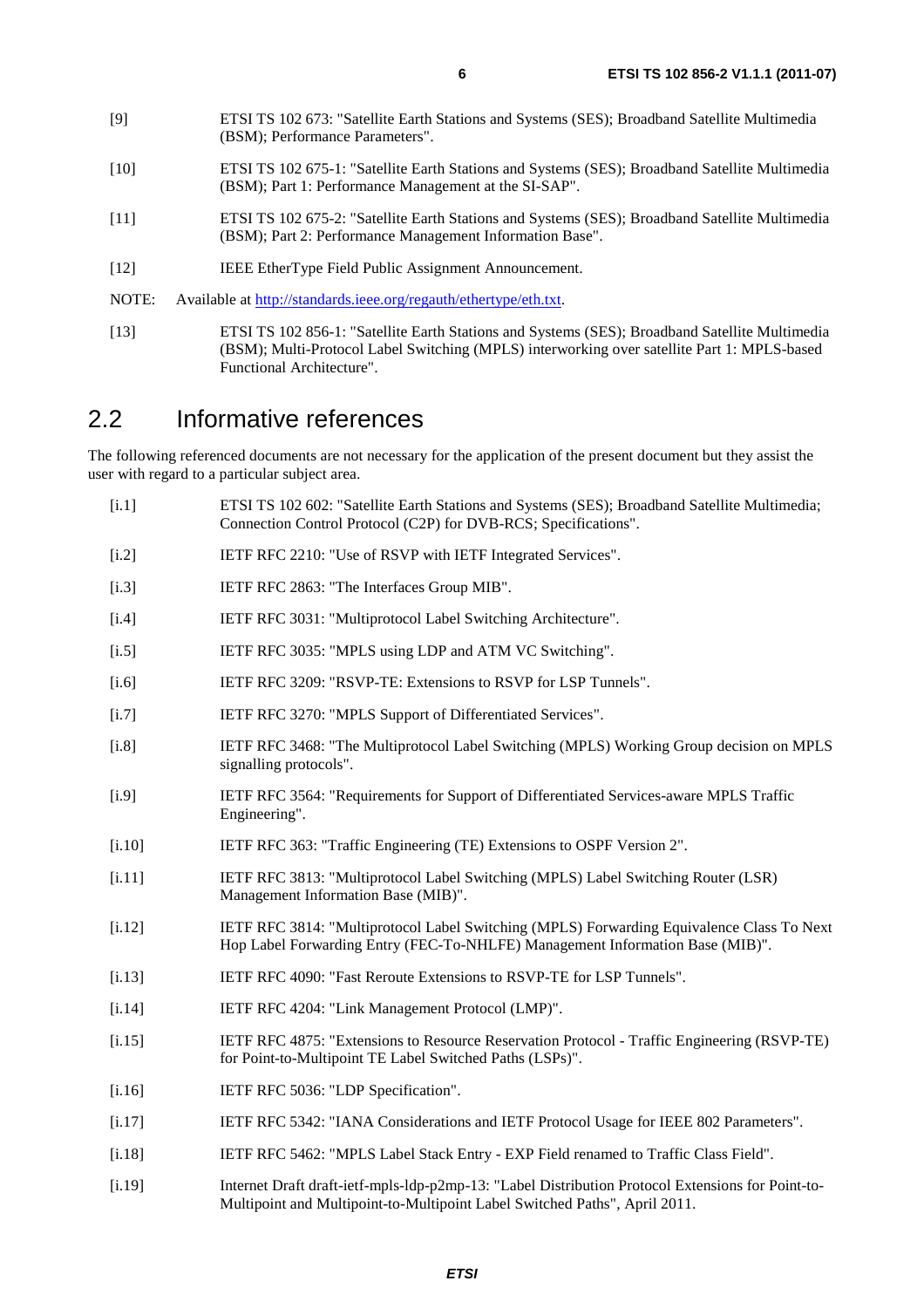[9] ETSI TS 102 673: "Satellite Earth Stations and Systems (SES); Broadband Satellite Multimedia (BSM); Performance Parameters".

[10] ETSI TS 102 675-1: "Satellite Earth Stations and Systems (SES); Broadband Satellite Multimedia (BSM); Part 1: Performance Management at the SI-SAP".

[11] ETSI TS 102 675-2: "Satellite Earth Stations and Systems (SES); Broadband Satellite Multimedia (BSM); Part 2: Performance Management Information Base".

[12] IEEE EtherType Field Public Assignment Announcement.

NOTE: Available at http://standards.ieee.org/regauth/ethertype/eth.txt.

[13] ETSI TS 102 856-1: "Satellite Earth Stations and Systems (SES); Broadband Satellite Multimedia (BSM); Multi-Protocol Label Switching (MPLS) interworking over satellite Part 1: MPLS-based Functional Architecture".

## 2.2 Informative references

The following referenced documents are not necessary for the application of the present document but they assist the user with regard to a particular subject area.

[i.1] ETSI TS 102 602: "Satellite Earth Stations and Systems (SES); Broadband Satellite Multimedia; Connection Control Protocol (C2P) for DVB-RCS; Specifications".

[i.2] IETF RFC 2210: "Use of RSVP with IETF Integrated Services".

[i.3] IETF RFC 2863: "The Interfaces Group MIB".

[i.4] IETF RFC 3031: "Multiprotocol Label Switching Architecture".

[i.5] IETF RFC 3035: "MPLS using LDP and ATM VC Switching".

[i.6] IETF RFC 3209: "RSVP-TE: Extensions to RSVP for LSP Tunnels".

[i.7] IETF RFC 3270: "MPLS Support of Differentiated Services".

[i.8] IETF RFC 3468: "The Multiprotocol Label Switching (MPLS) Working Group decision on MPLS signalling protocols".

[i.9] IETF RFC 3564: "Requirements for Support of Differentiated Services-aware MPLS Traffic Engineering".

[i.10] IETF RFC 363: "Traffic Engineering (TE) Extensions to OSPF Version 2".

[i.11] IETF RFC 3813: "Multiprotocol Label Switching (MPLS) Label Switching Router (LSR) Management Information Base (MIB)".

[i.12] IETF RFC 3814: "Multiprotocol Label Switching (MPLS) Forwarding Equivalence Class To Next Hop Label Forwarding Entry (FEC-To-NHLFE) Management Information Base (MIB)".

[i.13] IETF RFC 4090: "Fast Reroute Extensions to RSVP-TE for LSP Tunnels".

[i.14] IETF RFC 4204: "Link Management Protocol (LMP)".

[i.15] IETF RFC 4875: "Extensions to Resource Reservation Protocol - Traffic Engineering (RSVP-TE) for Point-to-Multipoint TE Label Switched Paths (LSPs)".

[i.16] IETF RFC 5036: "LDP Specification".

[i.17] IETF RFC 5342: "IANA Considerations and IETF Protocol Usage for IEEE 802 Parameters".

[i.18] IETF RFC 5462: "MPLS Label Stack Entry - EXP Field renamed to Traffic Class Field".

[i.19] Internet Draft draft-ietf-mpls-ldp-p2mp-13: "Label Distribution Protocol Extensions for Point-to-Multipoint and Multipoint-to-Multipoint Label Switched Paths", April 2011.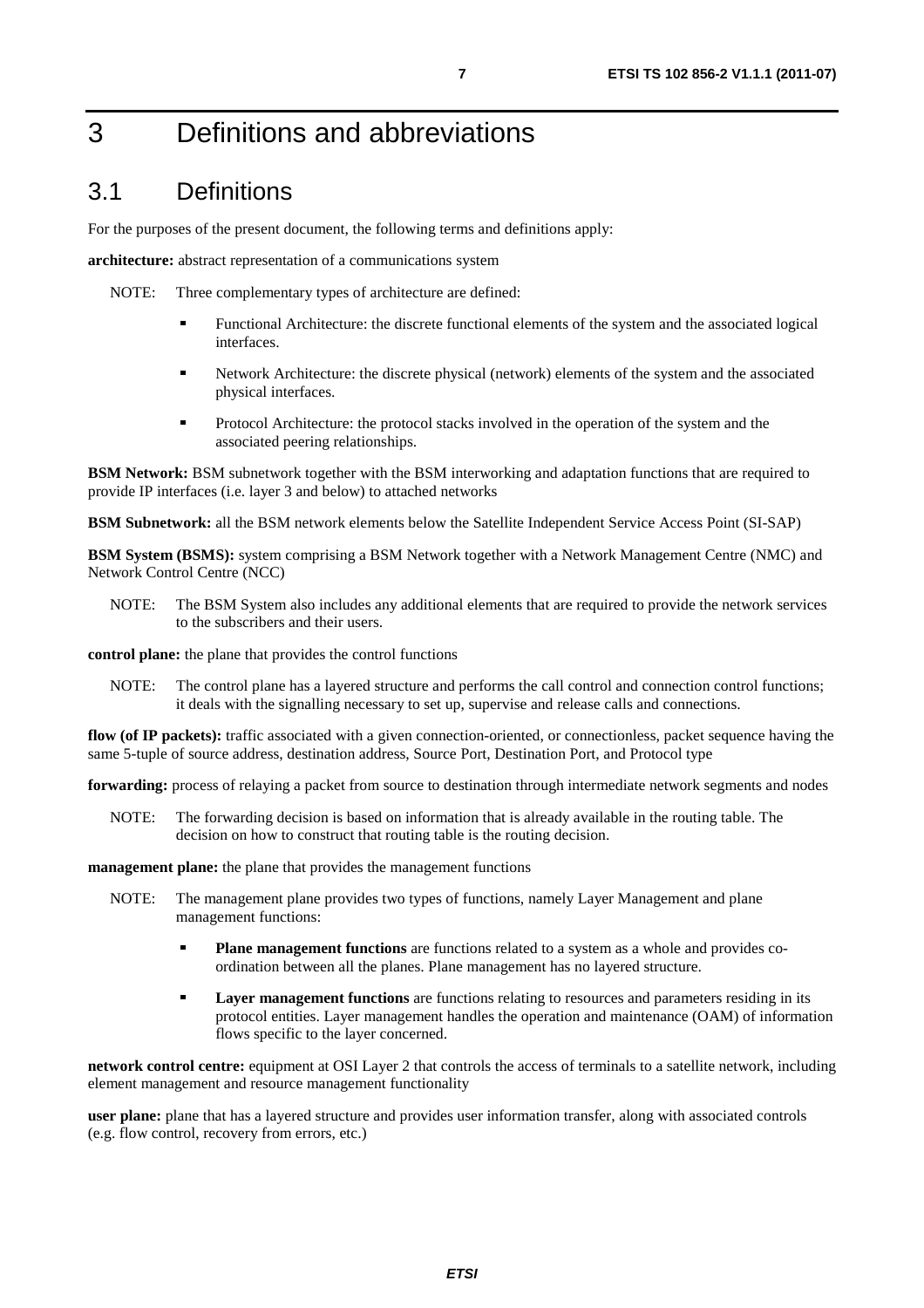# 3 Definitions and abbreviations

## 3.1 Definitions

For the purposes of the present document, the following terms and definitions apply:

**architecture:** abstract representation of a communications system

NOTE: Three complementary types of architecture are defined:

- Functional Architecture: the discrete functional elements of the system and the associated logical interfaces.
- Network Architecture: the discrete physical (network) elements of the system and the associated physical interfaces.
- Protocol Architecture: the protocol stacks involved in the operation of the system and the associated peering relationships.

**BSM Network:** BSM subnetwork together with the BSM interworking and adaptation functions that are required to provide IP interfaces (i.e. layer 3 and below) to attached networks

**BSM Subnetwork:** all the BSM network elements below the Satellite Independent Service Access Point (SI-SAP)

**BSM System (BSMS):** system comprising a BSM Network together with a Network Management Centre (NMC) and Network Control Centre (NCC)

NOTE: The BSM System also includes any additional elements that are required to provide the network services to the subscribers and their users.

**control plane:** the plane that provides the control functions

NOTE: The control plane has a layered structure and performs the call control and connection control functions; it deals with the signalling necessary to set up, supervise and release calls and connections.

**flow (of IP packets):** traffic associated with a given connection-oriented, or connectionless, packet sequence having the same 5-tuple of source address, destination address, Source Port, Destination Port, and Protocol type

**forwarding:** process of relaying a packet from source to destination through intermediate network segments and nodes

NOTE: The forwarding decision is based on information that is already available in the routing table. The decision on how to construct that routing table is the routing decision.

**management plane:** the plane that provides the management functions

NOTE: The management plane provides two types of functions, namely Layer Management and plane management functions:

- **Plane management functions** are functions related to a system as a whole and provides co-ordination between all the planes. Plane management has no layered structure.
- **Layer management functions** are functions relating to resources and parameters residing in its protocol entities. Layer management handles the operation and maintenance (OAM) of information flows specific to the layer concerned.

**network control centre:** equipment at OSI Layer 2 that controls the access of terminals to a satellite network, including element management and resource management functionality

**user plane:** plane that has a layered structure and provides user information transfer, along with associated controls (e.g. flow control, recovery from errors, etc.)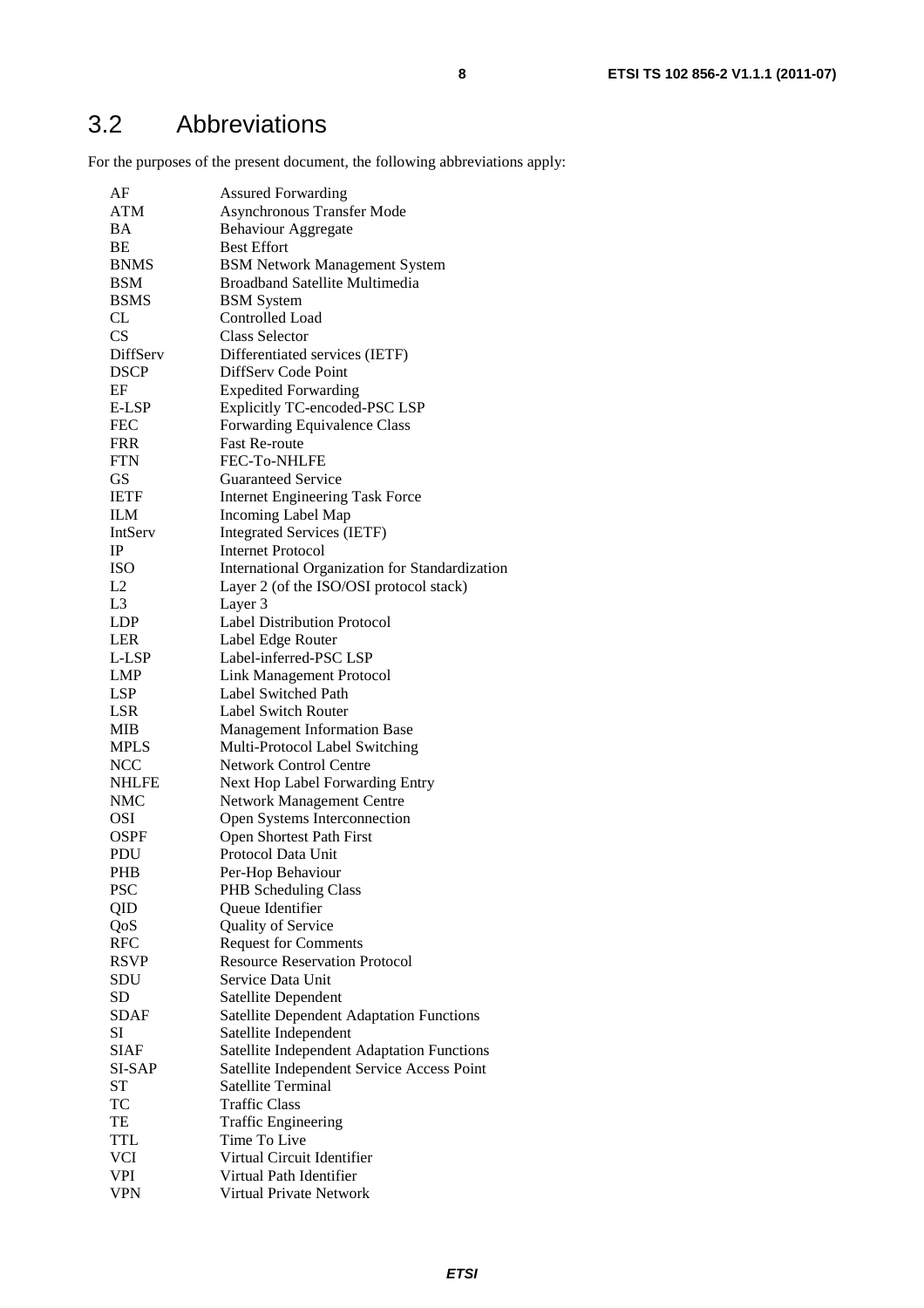## 3.2 Abbreviations

For the purposes of the present document, the following abbreviations apply:

| | |
|---|---|
| AF | Assured Forwarding |
| ATM | Asynchronous Transfer Mode |
| BA | Behaviour Aggregate |
| BE | Best Effort |
| BNMS | BSM Network Management System |
| BSM | Broadband Satellite Multimedia |
| BSMS | BSM System |
| CL | Controlled Load |
| CS | Class Selector |
| DiffServ | Differentiated services (IETF) |
| DSCP | DiffServ Code Point |
| EF | Expedited Forwarding |
| E-LSP | Explicitly TC-encoded-PSC LSP |
| FEC | Forwarding Equivalence Class |
| FRR | Fast Re-route |
| FTN | FEC-To-NHLFE |
| GS | Guaranteed Service |
| IETF | Internet Engineering Task Force |
| ILM | Incoming Label Map |
| IntServ | Integrated Services (IETF) |
| IP | Internet Protocol |
| ISO | International Organization for Standardization |
| L2 | Layer 2 (of the ISO/OSI protocol stack) |
| L3 | Layer 3 |
| LDP | Label Distribution Protocol |
| LER | Label Edge Router |
| L-LSP | Label-inferred-PSC LSP |
| LMP | Link Management Protocol |
| LSP | Label Switched Path |
| LSR | Label Switch Router |
| MIB | Management Information Base |
| MPLS | Multi-Protocol Label Switching |
| NCC | Network Control Centre |
| NHLFE | Next Hop Label Forwarding Entry |
| NMC | Network Management Centre |
| OSI | Open Systems Interconnection |
| OSPF | Open Shortest Path First |
| PDU | Protocol Data Unit |
| PHB | Per-Hop Behaviour |
| PSC | PHB Scheduling Class |
| QID | Queue Identifier |
| QoS | Quality of Service |
| RFC | Request for Comments |
| RSVP | Resource Reservation Protocol |
| SDU | Service Data Unit |
| SD | Satellite Dependent |
| SDAF | Satellite Dependent Adaptation Functions |
| SI | Satellite Independent |
| SIAF | Satellite Independent Adaptation Functions |
| SI-SAP | Satellite Independent Service Access Point |
| ST | Satellite Terminal |
| TC | Traffic Class |
| TE | Traffic Engineering |
| TTL | Time To Live |
| VCI | Virtual Circuit Identifier |
| VPI | Virtual Path Identifier |
| VPN | Virtual Private Network |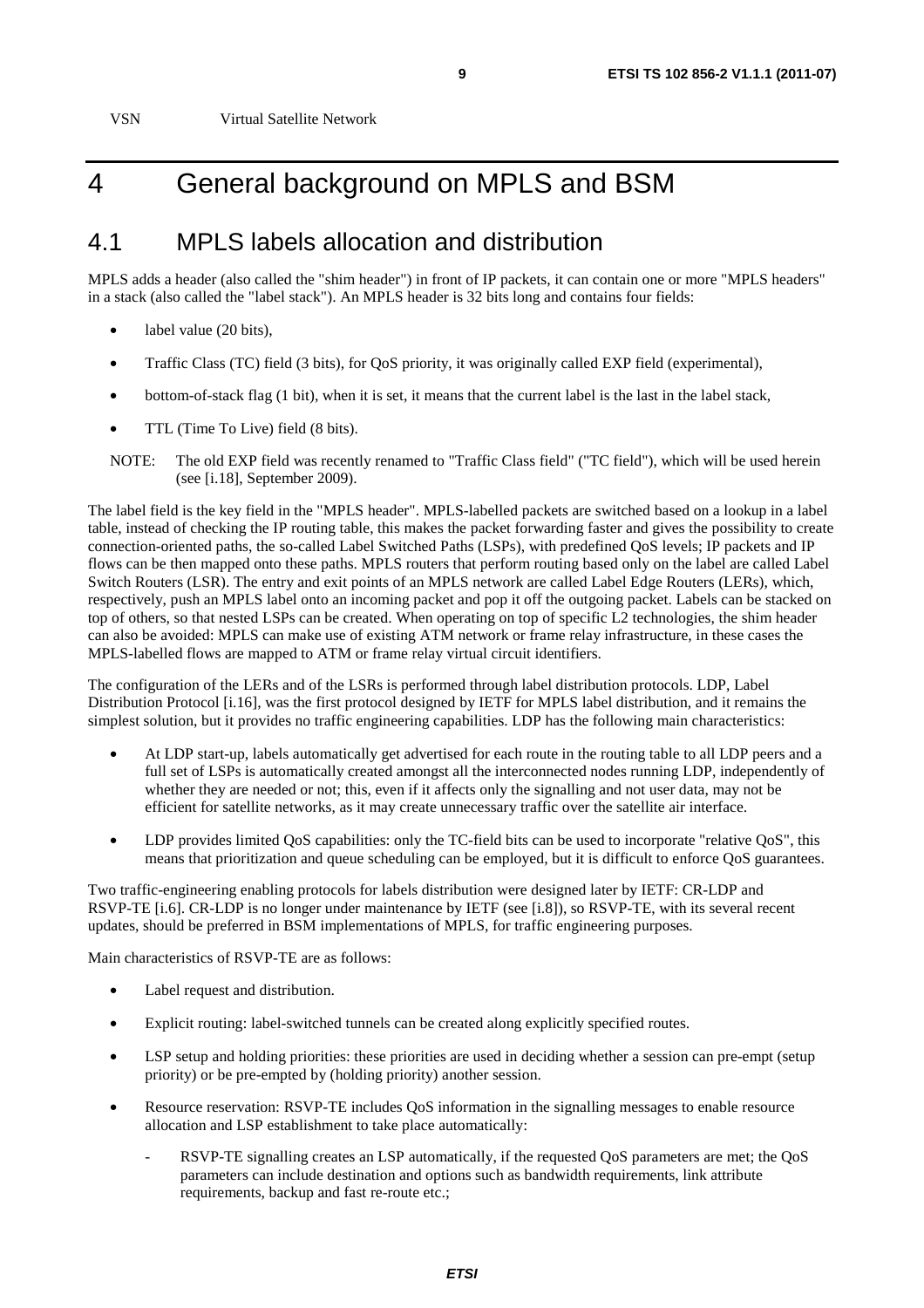VSN Virtual Satellite Network

# 4 General background on MPLS and BSM

## 4.1 MPLS labels allocation and distribution

MPLS adds a header (also called the "shim header") in front of IP packets, it can contain one or more "MPLS headers" in a stack (also called the "label stack"). An MPLS header is 32 bits long and contains four fields:

- label value (20 bits),
- Traffic Class (TC) field (3 bits), for QoS priority, it was originally called EXP field (experimental),
- bottom-of-stack flag (1 bit), when it is set, it means that the current label is the last in the label stack,
- TTL (Time To Live) field (8 bits).

NOTE: The old EXP field was recently renamed to "Traffic Class field" ("TC field"), which will be used herein (see [i.18], September 2009).

The label field is the key field in the "MPLS header". MPLS-labelled packets are switched based on a lookup in a label table, instead of checking the IP routing table, this makes the packet forwarding faster and gives the possibility to create connection-oriented paths, the so-called Label Switched Paths (LSPs), with predefined QoS levels; IP packets and IP flows can be then mapped onto these paths. MPLS routers that perform routing based only on the label are called Label Switch Routers (LSR). The entry and exit points of an MPLS network are called Label Edge Routers (LERs), which, respectively, push an MPLS label onto an incoming packet and pop it off the outgoing packet. Labels can be stacked on top of others, so that nested LSPs can be created. When operating on top of specific L2 technologies, the shim header can also be avoided: MPLS can make use of existing ATM network or frame relay infrastructure, in these cases the MPLS-labelled flows are mapped to ATM or frame relay virtual circuit identifiers.

The configuration of the LERs and of the LSRs is performed through label distribution protocols. LDP, Label Distribution Protocol [i.16], was the first protocol designed by IETF for MPLS label distribution, and it remains the simplest solution, but it provides no traffic engineering capabilities. LDP has the following main characteristics:

- At LDP start-up, labels automatically get advertised for each route in the routing table to all LDP peers and a full set of LSPs is automatically created amongst all the interconnected nodes running LDP, independently of whether they are needed or not; this, even if it affects only the signalling and not user data, may not be efficient for satellite networks, as it may create unnecessary traffic over the satellite air interface.
- LDP provides limited QoS capabilities: only the TC-field bits can be used to incorporate "relative QoS", this means that prioritization and queue scheduling can be employed, but it is difficult to enforce QoS guarantees.

Two traffic-engineering enabling protocols for labels distribution were designed later by IETF: CR-LDP and RSVP-TE [i.6]. CR-LDP is no longer under maintenance by IETF (see [i.8]), so RSVP-TE, with its several recent updates, should be preferred in BSM implementations of MPLS, for traffic engineering purposes.

Main characteristics of RSVP-TE are as follows:

- Label request and distribution.
- Explicit routing: label-switched tunnels can be created along explicitly specified routes.
- LSP setup and holding priorities: these priorities are used in deciding whether a session can pre-empt (setup priority) or be pre-empted by (holding priority) another session.
- Resource reservation: RSVP-TE includes QoS information in the signalling messages to enable resource allocation and LSP establishment to take place automatically:
  - RSVP-TE signalling creates an LSP automatically, if the requested QoS parameters are met; the QoS parameters can include destination and options such as bandwidth requirements, link attribute requirements, backup and fast re-route etc.;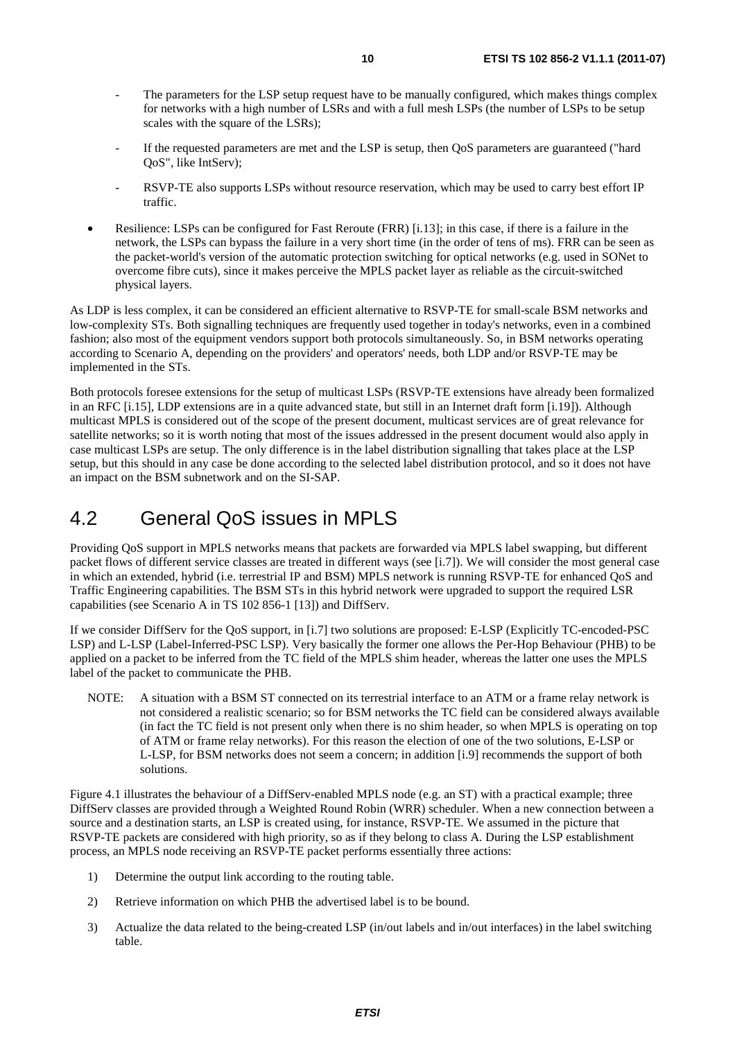- The parameters for the LSP setup request have to be manually configured, which makes things complex for networks with a high number of LSRs and with a full mesh LSPs (the number of LSPs to be setup scales with the square of the LSRs);
- If the requested parameters are met and the LSP is setup, then QoS parameters are guaranteed ("hard QoS", like IntServ);
- RSVP-TE also supports LSPs without resource reservation, which may be used to carry best effort IP traffic.

- Resilience: LSPs can be configured for Fast Reroute (FRR) [i.13]; in this case, if there is a failure in the network, the LSPs can bypass the failure in a very short time (in the order of tens of ms). FRR can be seen as the packet-world's version of the automatic protection switching for optical networks (e.g. used in SONet to overcome fibre cuts), since it makes perceive the MPLS packet layer as reliable as the circuit-switched physical layers.

As LDP is less complex, it can be considered an efficient alternative to RSVP-TE for small-scale BSM networks and low-complexity STs. Both signalling techniques are frequently used together in today's networks, even in a combined fashion; also most of the equipment vendors support both protocols simultaneously. So, in BSM networks operating according to Scenario A, depending on the providers' and operators' needs, both LDP and/or RSVP-TE may be implemented in the STs.

Both protocols foresee extensions for the setup of multicast LSPs (RSVP-TE extensions have already been formalized in an RFC [i.15], LDP extensions are in a quite advanced state, but still in an Internet draft form [i.19]). Although multicast MPLS is considered out of the scope of the present document, multicast services are of great relevance for satellite networks; so it is worth noting that most of the issues addressed in the present document would also apply in case multicast LSPs are setup. The only difference is in the label distribution signalling that takes place at the LSP setup, but this should in any case be done according to the selected label distribution protocol, and so it does not have an impact on the BSM subnetwork and on the SI-SAP.

## 4.2 General QoS issues in MPLS

Providing QoS support in MPLS networks means that packets are forwarded via MPLS label swapping, but different packet flows of different service classes are treated in different ways (see [i.7]). We will consider the most general case in which an extended, hybrid (i.e. terrestrial IP and BSM) MPLS network is running RSVP-TE for enhanced QoS and Traffic Engineering capabilities. The BSM STs in this hybrid network were upgraded to support the required LSR capabilities (see Scenario A in TS 102 856-1 [13]) and DiffServ.

If we consider DiffServ for the QoS support, in [i.7] two solutions are proposed: E-LSP (Explicitly TC-encoded-PSC LSP) and L-LSP (Label-Inferred-PSC LSP). Very basically the former one allows the Per-Hop Behaviour (PHB) to be applied on a packet to be inferred from the TC field of the MPLS shim header, whereas the latter one uses the MPLS label of the packet to communicate the PHB.

NOTE: A situation with a BSM ST connected on its terrestrial interface to an ATM or a frame relay network is not considered a realistic scenario; so for BSM networks the TC field can be considered always available (in fact the TC field is not present only when there is no shim header, so when MPLS is operating on top of ATM or frame relay networks). For this reason the election of one of the two solutions, E-LSP or L-LSP, for BSM networks does not seem a concern; in addition [i.9] recommends the support of both solutions.

Figure 4.1 illustrates the behaviour of a DiffServ-enabled MPLS node (e.g. an ST) with a practical example; three DiffServ classes are provided through a Weighted Round Robin (WRR) scheduler. When a new connection between a source and a destination starts, an LSP is created using, for instance, RSVP-TE. We assumed in the picture that RSVP-TE packets are considered with high priority, so as if they belong to class A. During the LSP establishment process, an MPLS node receiving an RSVP-TE packet performs essentially three actions:

1) Determine the output link according to the routing table.
2) Retrieve information on which PHB the advertised label is to be bound.
3) Actualize the data related to the being-created LSP (in/out labels and in/out interfaces) in the label switching table.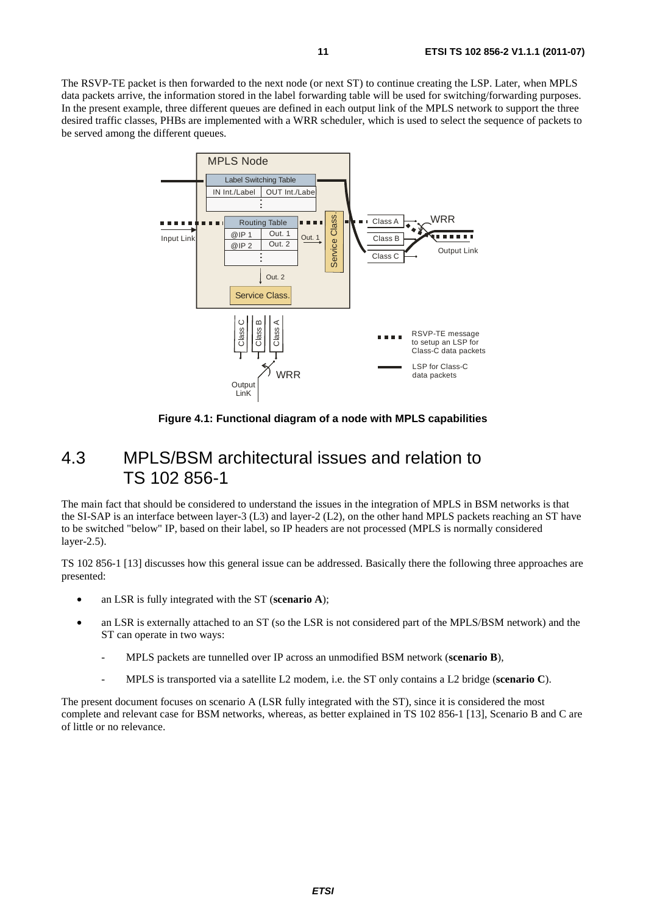The RSVP-TE packet is then forwarded to the next node (or next ST) to continue creating the LSP. Later, when MPLS data packets arrive, the information stored in the label forwarding table will be used for switching/forwarding purposes. In the present example, three different queues are defined in each output link of the MPLS network to support the three desired traffic classes, PHBs are implemented with a WRR scheduler, which is used to select the sequence of packets to be served among the different queues.

**Figure 4.1: Functional diagram of a node with MPLS capabilities**

## 4.3 MPLS/BSM architectural issues and relation to TS 102 856-1

The main fact that should be considered to understand the issues in the integration of MPLS in BSM networks is that the SI-SAP is an interface between layer-3 (L3) and layer-2 (L2), on the other hand MPLS packets reaching an ST have to be switched "below" IP, based on their label, so IP headers are not processed (MPLS is normally considered layer-2.5).

TS 102 856-1 [13] discusses how this general issue can be addressed. Basically there the following three approaches are presented:

- an LSR is fully integrated with the ST (**scenario A**);
- an LSR is externally attached to an ST (so the LSR is not considered part of the MPLS/BSM network) and the ST can operate in two ways:
  - MPLS packets are tunnelled over IP across an unmodified BSM network (**scenario B**),
  - MPLS is transported via a satellite L2 modem, i.e. the ST only contains a L2 bridge (**scenario C**).

The present document focuses on scenario A (LSR fully integrated with the ST), since it is considered the most complete and relevant case for BSM networks, whereas, as better explained in TS 102 856-1 [13], Scenario B and C are of little or no relevance.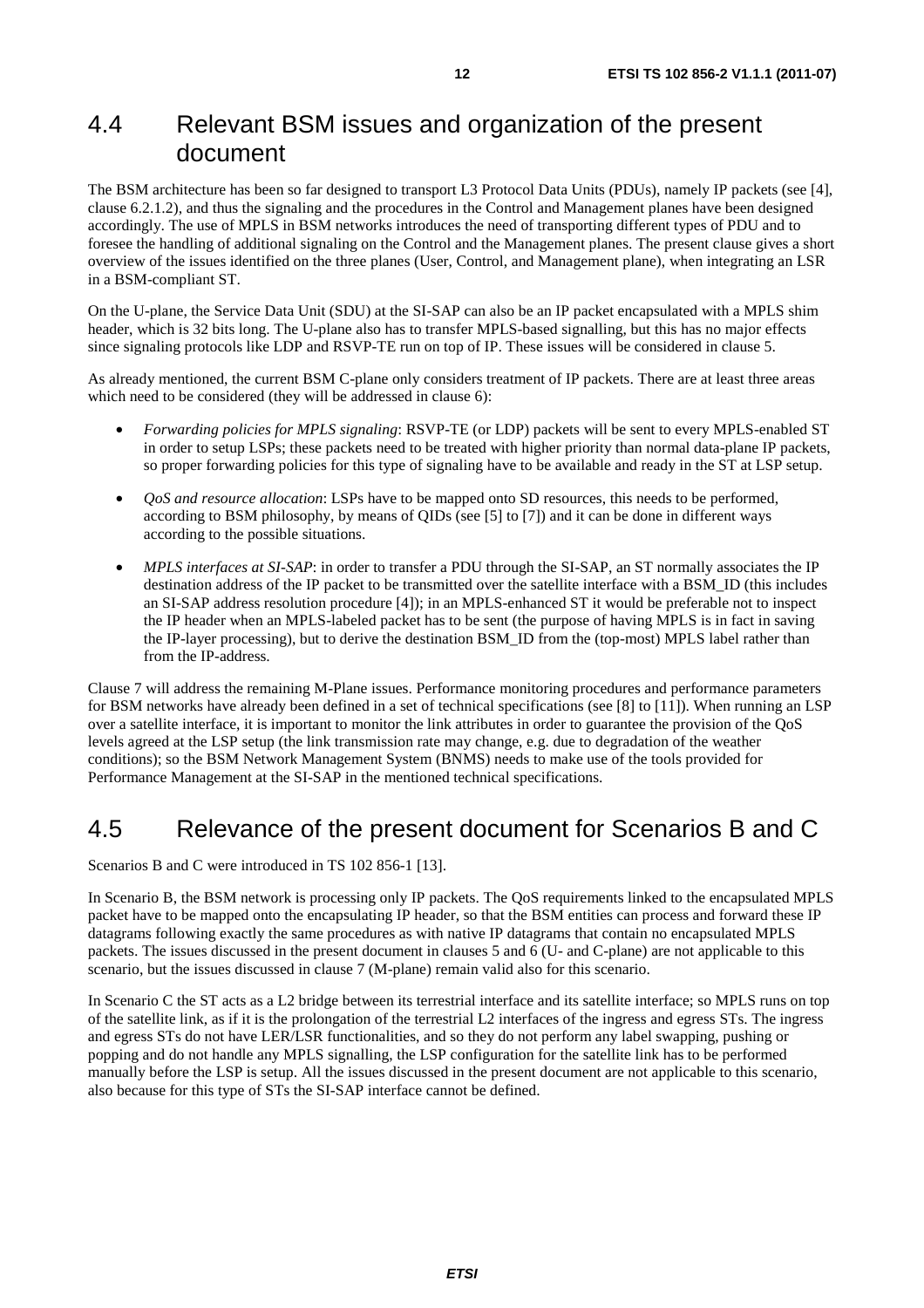## 4.4 Relevant BSM issues and organization of the present document

The BSM architecture has been so far designed to transport L3 Protocol Data Units (PDUs), namely IP packets (see [4], clause 6.2.1.2), and thus the signaling and the procedures in the Control and Management planes have been designed accordingly. The use of MPLS in BSM networks introduces the need of transporting different types of PDU and to foresee the handling of additional signaling on the Control and the Management planes. The present clause gives a short overview of the issues identified on the three planes (User, Control, and Management plane), when integrating an LSR in a BSM-compliant ST.

On the U-plane, the Service Data Unit (SDU) at the SI-SAP can also be an IP packet encapsulated with a MPLS shim header, which is 32 bits long. The U-plane also has to transfer MPLS-based signalling, but this has no major effects since signaling protocols like LDP and RSVP-TE run on top of IP. These issues will be considered in clause 5.

As already mentioned, the current BSM C-plane only considers treatment of IP packets. There are at least three areas which need to be considered (they will be addressed in clause 6):

- *Forwarding policies for MPLS signaling*: RSVP-TE (or LDP) packets will be sent to every MPLS-enabled ST in order to setup LSPs; these packets need to be treated with higher priority than normal data-plane IP packets, so proper forwarding policies for this type of signaling have to be available and ready in the ST at LSP setup.
- *QoS and resource allocation*: LSPs have to be mapped onto SD resources, this needs to be performed, according to BSM philosophy, by means of QIDs (see [5] to [7]) and it can be done in different ways according to the possible situations.
- *MPLS interfaces at SI-SAP*: in order to transfer a PDU through the SI-SAP, an ST normally associates the IP destination address of the IP packet to be transmitted over the satellite interface with a BSM_ID (this includes an SI-SAP address resolution procedure [4]); in an MPLS-enhanced ST it would be preferable not to inspect the IP header when an MPLS-labeled packet has to be sent (the purpose of having MPLS is in fact in saving the IP-layer processing), but to derive the destination BSM_ID from the (top-most) MPLS label rather than from the IP-address.

Clause 7 will address the remaining M-Plane issues. Performance monitoring procedures and performance parameters for BSM networks have already been defined in a set of technical specifications (see [8] to [11]). When running an LSP over a satellite interface, it is important to monitor the link attributes in order to guarantee the provision of the QoS levels agreed at the LSP setup (the link transmission rate may change, e.g. due to degradation of the weather conditions); so the BSM Network Management System (BNMS) needs to make use of the tools provided for Performance Management at the SI-SAP in the mentioned technical specifications.

## 4.5 Relevance of the present document for Scenarios B and C

Scenarios B and C were introduced in TS 102 856-1 [13].

In Scenario B, the BSM network is processing only IP packets. The QoS requirements linked to the encapsulated MPLS packet have to be mapped onto the encapsulating IP header, so that the BSM entities can process and forward these IP datagrams following exactly the same procedures as with native IP datagrams that contain no encapsulated MPLS packets. The issues discussed in the present document in clauses 5 and 6 (U- and C-plane) are not applicable to this scenario, but the issues discussed in clause 7 (M-plane) remain valid also for this scenario.

In Scenario C the ST acts as a L2 bridge between its terrestrial interface and its satellite interface; so MPLS runs on top of the satellite link, as if it is the prolongation of the terrestrial L2 interfaces of the ingress and egress STs. The ingress and egress STs do not have LER/LSR functionalities, and so they do not perform any label swapping, pushing or popping and do not handle any MPLS signalling, the LSP configuration for the satellite link has to be performed manually before the LSP is setup. All the issues discussed in the present document are not applicable to this scenario, also because for this type of STs the SI-SAP interface cannot be defined.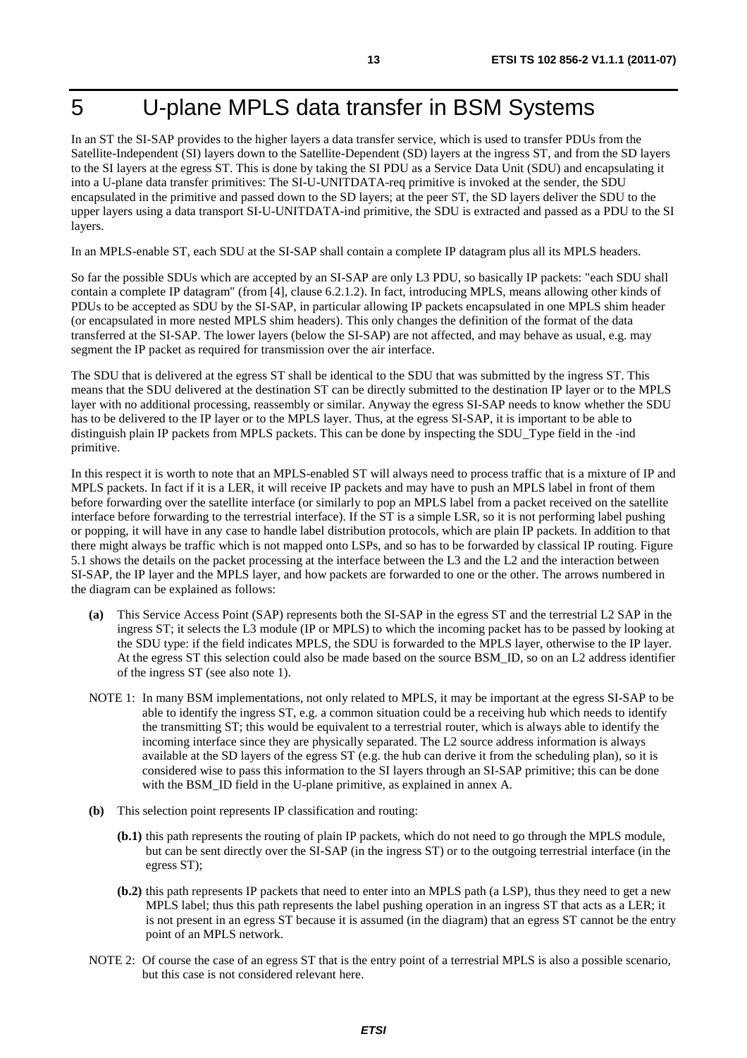# 5 U-plane MPLS data transfer in BSM Systems

In an ST the SI-SAP provides to the higher layers a data transfer service, which is used to transfer PDUs from the Satellite-Independent (SI) layers down to the Satellite-Dependent (SD) layers at the ingress ST, and from the SD layers to the SI layers at the egress ST. This is done by taking the SI PDU as a Service Data Unit (SDU) and encapsulating it into a U-plane data transfer primitives: The SI-U-UNITDATA-req primitive is invoked at the sender, the SDU encapsulated in the primitive and passed down to the SD layers; at the peer ST, the SD layers deliver the SDU to the upper layers using a data transport SI-U-UNITDATA-ind primitive, the SDU is extracted and passed as a PDU to the SI layers.

In an MPLS-enable ST, each SDU at the SI-SAP shall contain a complete IP datagram plus all its MPLS headers.

So far the possible SDUs which are accepted by an SI-SAP are only L3 PDU, so basically IP packets: "each SDU shall contain a complete IP datagram" (from [4], clause 6.2.1.2). In fact, introducing MPLS, means allowing other kinds of PDUs to be accepted as SDU by the SI-SAP, in particular allowing IP packets encapsulated in one MPLS shim header (or encapsulated in more nested MPLS shim headers). This only changes the definition of the format of the data transferred at the SI-SAP. The lower layers (below the SI-SAP) are not affected, and may behave as usual, e.g. may segment the IP packet as required for transmission over the air interface.

The SDU that is delivered at the egress ST shall be identical to the SDU that was submitted by the ingress ST. This means that the SDU delivered at the destination ST can be directly submitted to the destination IP layer or to the MPLS layer with no additional processing, reassembly or similar. Anyway the egress SI-SAP needs to know whether the SDU has to be delivered to the IP layer or to the MPLS layer. Thus, at the egress SI-SAP, it is important to be able to distinguish plain IP packets from MPLS packets. This can be done by inspecting the SDU_Type field in the -ind primitive.

In this respect it is worth to note that an MPLS-enabled ST will always need to process traffic that is a mixture of IP and MPLS packets. In fact if it is a LER, it will receive IP packets and may have to push an MPLS label in front of them before forwarding over the satellite interface (or similarly to pop an MPLS label from a packet received on the satellite interface before forwarding to the terrestrial interface). If the ST is a simple LSR, so it is not performing label pushing or popping, it will have in any case to handle label distribution protocols, which are plain IP packets. In addition to that there might always be traffic which is not mapped onto LSPs, and so has to be forwarded by classical IP routing. Figure 5.1 shows the details on the packet processing at the interface between the L3 and the L2 and the interaction between SI-SAP, the IP layer and the MPLS layer, and how packets are forwarded to one or the other. The arrows numbered in the diagram can be explained as follows:

- **(a)** This Service Access Point (SAP) represents both the SI-SAP in the egress ST and the terrestrial L2 SAP in the ingress ST; it selects the L3 module (IP or MPLS) to which the incoming packet has to be passed by looking at the SDU type: if the field indicates MPLS, the SDU is forwarded to the MPLS layer, otherwise to the IP layer. At the egress ST this selection could also be made based on the source BSM_ID, so on an L2 address identifier of the ingress ST (see also note 1).

NOTE 1: In many BSM implementations, not only related to MPLS, it may be important at the egress SI-SAP to be able to identify the ingress ST, e.g. a common situation could be a receiving hub which needs to identify the transmitting ST; this would be equivalent to a terrestrial router, which is always able to identify the incoming interface since they are physically separated. The L2 source address information is always available at the SD layers of the egress ST (e.g. the hub can derive it from the scheduling plan), so it is considered wise to pass this information to the SI layers through an SI-SAP primitive; this can be done with the BSM_ID field in the U-plane primitive, as explained in annex A.

- **(b)** This selection point represents IP classification and routing:
  - **(b.1)** this path represents the routing of plain IP packets, which do not need to go through the MPLS module, but can be sent directly over the SI-SAP (in the ingress ST) or to the outgoing terrestrial interface (in the egress ST);
  - **(b.2)** this path represents IP packets that need to enter into an MPLS path (a LSP), thus they need to get a new MPLS label; thus this path represents the label pushing operation in an ingress ST that acts as a LER; it is not present in an egress ST because it is assumed (in the diagram) that an egress ST cannot be the entry point of an MPLS network.

NOTE 2: Of course the case of an egress ST that is the entry point of a terrestrial MPLS is also a possible scenario, but this case is not considered relevant here.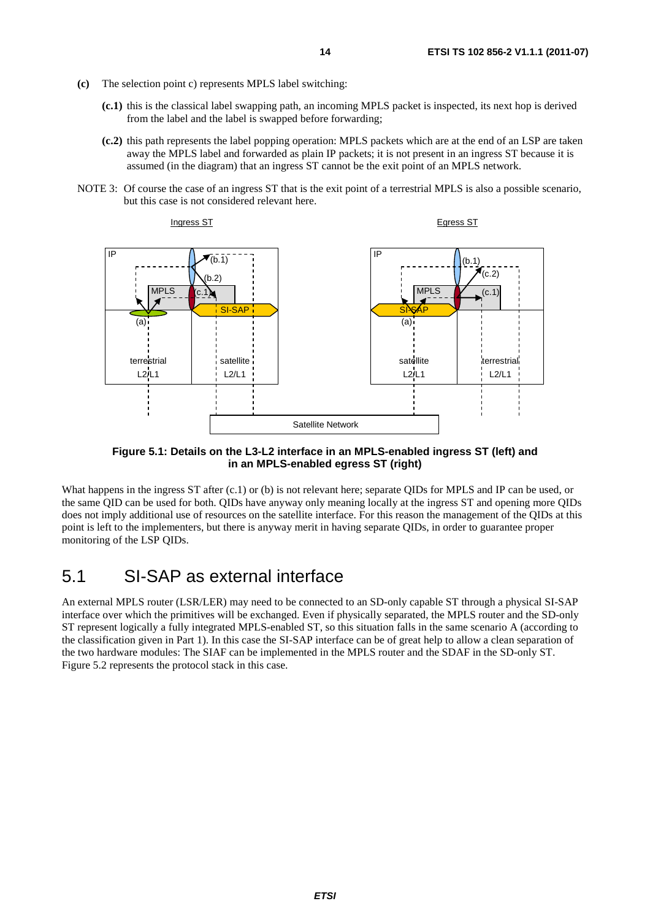**(c)** The selection point c) represents MPLS label switching:

**(c.1)** this is the classical label swapping path, an incoming MPLS packet is inspected, its next hop is derived from the label and the label is swapped before forwarding;

**(c.2)** this path represents the label popping operation: MPLS packets which are at the end of an LSP are taken away the MPLS label and forwarded as plain IP packets; it is not present in an ingress ST because it is assumed (in the diagram) that an ingress ST cannot be the exit point of an MPLS network.

NOTE 3: Of course the case of an ingress ST that is the exit point of a terrestrial MPLS is also a possible scenario, but this case is not considered relevant here.

**Figure 5.1: Details on the L3-L2 interface in an MPLS-enabled ingress ST (left) and in an MPLS-enabled egress ST (right)**

What happens in the ingress ST after (c.1) or (b) is not relevant here; separate QIDs for MPLS and IP can be used, or the same QID can be used for both. QIDs have anyway only meaning locally at the ingress ST and opening more QIDs does not imply additional use of resources on the satellite interface. For this reason the management of the QIDs at this point is left to the implementers, but there is anyway merit in having separate QIDs, in order to guarantee proper monitoring of the LSP QIDs.

# 5.1 SI-SAP as external interface

An external MPLS router (LSR/LER) may need to be connected to an SD-only capable ST through a physical SI-SAP interface over which the primitives will be exchanged. Even if physically separated, the MPLS router and the SD-only ST represent logically a fully integrated MPLS-enabled ST, so this situation falls in the same scenario A (according to the classification given in Part 1). In this case the SI-SAP interface can be of great help to allow a clean separation of the two hardware modules: The SIAF can be implemented in the MPLS router and the SDAF in the SD-only ST. Figure 5.2 represents the protocol stack in this case.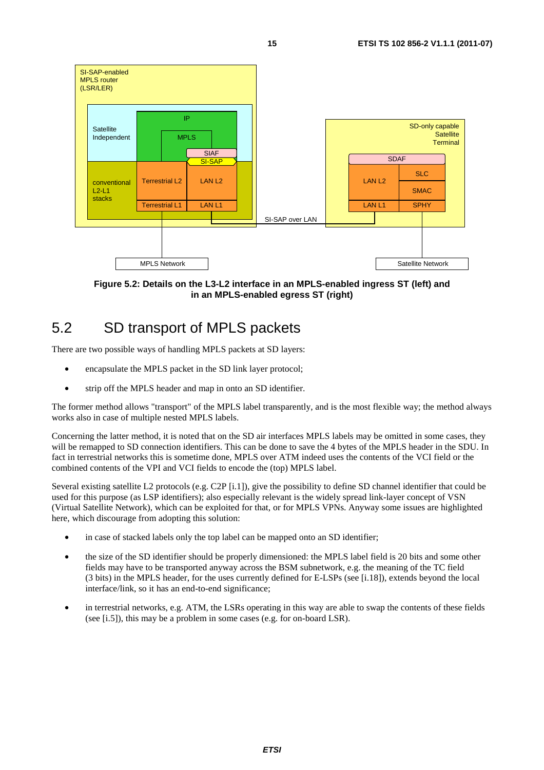Figure 5.2: Details on the L3-L2 interface in an MPLS-enabled ingress ST (left) and in an MPLS-enabled egress ST (right)

## 5.2 SD transport of MPLS packets

There are two possible ways of handling MPLS packets at SD layers:

- encapsulate the MPLS packet in the SD link layer protocol;
- strip off the MPLS header and map in onto an SD identifier.

The former method allows "transport" of the MPLS label transparently, and is the most flexible way; the method always works also in case of multiple nested MPLS labels.

Concerning the latter method, it is noted that on the SD air interfaces MPLS labels may be omitted in some cases, they will be remapped to SD connection identifiers. This can be done to save the 4 bytes of the MPLS header in the SDU. In fact in terrestrial networks this is sometime done, MPLS over ATM indeed uses the contents of the VCI field or the combined contents of the VPI and VCI fields to encode the (top) MPLS label.

Several existing satellite L2 protocols (e.g. C2P [i.1]), give the possibility to define SD channel identifier that could be used for this purpose (as LSP identifiers); also especially relevant is the widely spread link-layer concept of VSN (Virtual Satellite Network), which can be exploited for that, or for MPLS VPNs. Anyway some issues are highlighted here, which discourage from adopting this solution:

- in case of stacked labels only the top label can be mapped onto an SD identifier;
- the size of the SD identifier should be properly dimensioned: the MPLS label field is 20 bits and some other fields may have to be transported anyway across the BSM subnetwork, e.g. the meaning of the TC field (3 bits) in the MPLS header, for the uses currently defined for E-LSPs (see [i.18]), extends beyond the local interface/link, so it has an end-to-end significance;
- in terrestrial networks, e.g. ATM, the LSRs operating in this way are able to swap the contents of these fields (see [i.5]), this may be a problem in some cases (e.g. for on-board LSR).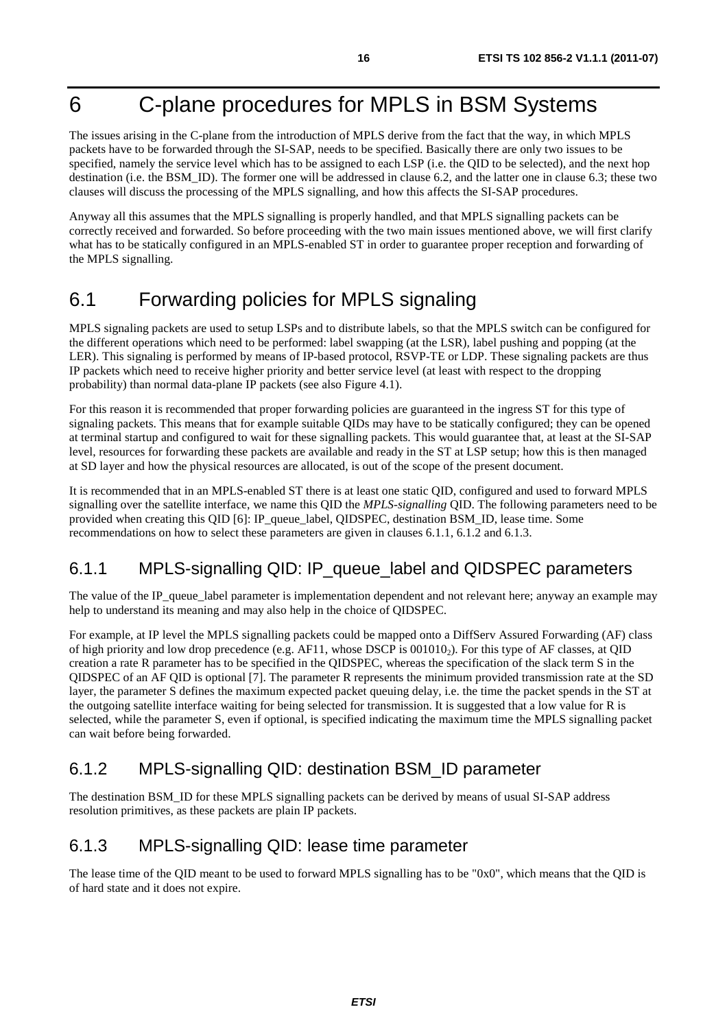# 6 C-plane procedures for MPLS in BSM Systems

The issues arising in the C-plane from the introduction of MPLS derive from the fact that the way, in which MPLS packets have to be forwarded through the SI-SAP, needs to be specified. Basically there are only two issues to be specified, namely the service level which has to be assigned to each LSP (i.e. the QID to be selected), and the next hop destination (i.e. the BSM_ID). The former one will be addressed in clause 6.2, and the latter one in clause 6.3; these two clauses will discuss the processing of the MPLS signalling, and how this affects the SI-SAP procedures.

Anyway all this assumes that the MPLS signalling is properly handled, and that MPLS signalling packets can be correctly received and forwarded. So before proceeding with the two main issues mentioned above, we will first clarify what has to be statically configured in an MPLS-enabled ST in order to guarantee proper reception and forwarding of the MPLS signalling.

## 6.1 Forwarding policies for MPLS signaling

MPLS signaling packets are used to setup LSPs and to distribute labels, so that the MPLS switch can be configured for the different operations which need to be performed: label swapping (at the LSR), label pushing and popping (at the LER). This signaling is performed by means of IP-based protocol, RSVP-TE or LDP. These signaling packets are thus IP packets which need to receive higher priority and better service level (at least with respect to the dropping probability) than normal data-plane IP packets (see also Figure 4.1).

For this reason it is recommended that proper forwarding policies are guaranteed in the ingress ST for this type of signaling packets. This means that for example suitable QIDs may have to be statically configured; they can be opened at terminal startup and configured to wait for these signalling packets. This would guarantee that, at least at the SI-SAP level, resources for forwarding these packets are available and ready in the ST at LSP setup; how this is then managed at SD layer and how the physical resources are allocated, is out of the scope of the present document.

It is recommended that in an MPLS-enabled ST there is at least one static QID, configured and used to forward MPLS signalling over the satellite interface, we name this QID the *MPLS-signalling* QID. The following parameters need to be provided when creating this QID [6]: IP_queue_label, QIDSPEC, destination BSM_ID, lease time. Some recommendations on how to select these parameters are given in clauses 6.1.1, 6.1.2 and 6.1.3.

### 6.1.1 MPLS-signalling QID: IP_queue_label and QIDSPEC parameters

The value of the IP_queue_label parameter is implementation dependent and not relevant here; anyway an example may help to understand its meaning and may also help in the choice of QIDSPEC.

For example, at IP level the MPLS signalling packets could be mapped onto a DiffServ Assured Forwarding (AF) class of high priority and low drop precedence (e.g. AF11, whose DSCP is $001010_2$). For this type of AF classes, at QID creation a rate R parameter has to be specified in the QIDSPEC, whereas the specification of the slack term S in the QIDSPEC of an AF QID is optional [7]. The parameter R represents the minimum provided transmission rate at the SD layer, the parameter S defines the maximum expected packet queuing delay, i.e. the time the packet spends in the ST at the outgoing satellite interface waiting for being selected for transmission. It is suggested that a low value for R is selected, while the parameter S, even if optional, is specified indicating the maximum time the MPLS signalling packet can wait before being forwarded.

### 6.1.2 MPLS-signalling QID: destination BSM_ID parameter

The destination BSM_ID for these MPLS signalling packets can be derived by means of usual SI-SAP address resolution primitives, as these packets are plain IP packets.

### 6.1.3 MPLS-signalling QID: lease time parameter

The lease time of the QID meant to be used to forward MPLS signalling has to be "0x0", which means that the QID is of hard state and it does not expire.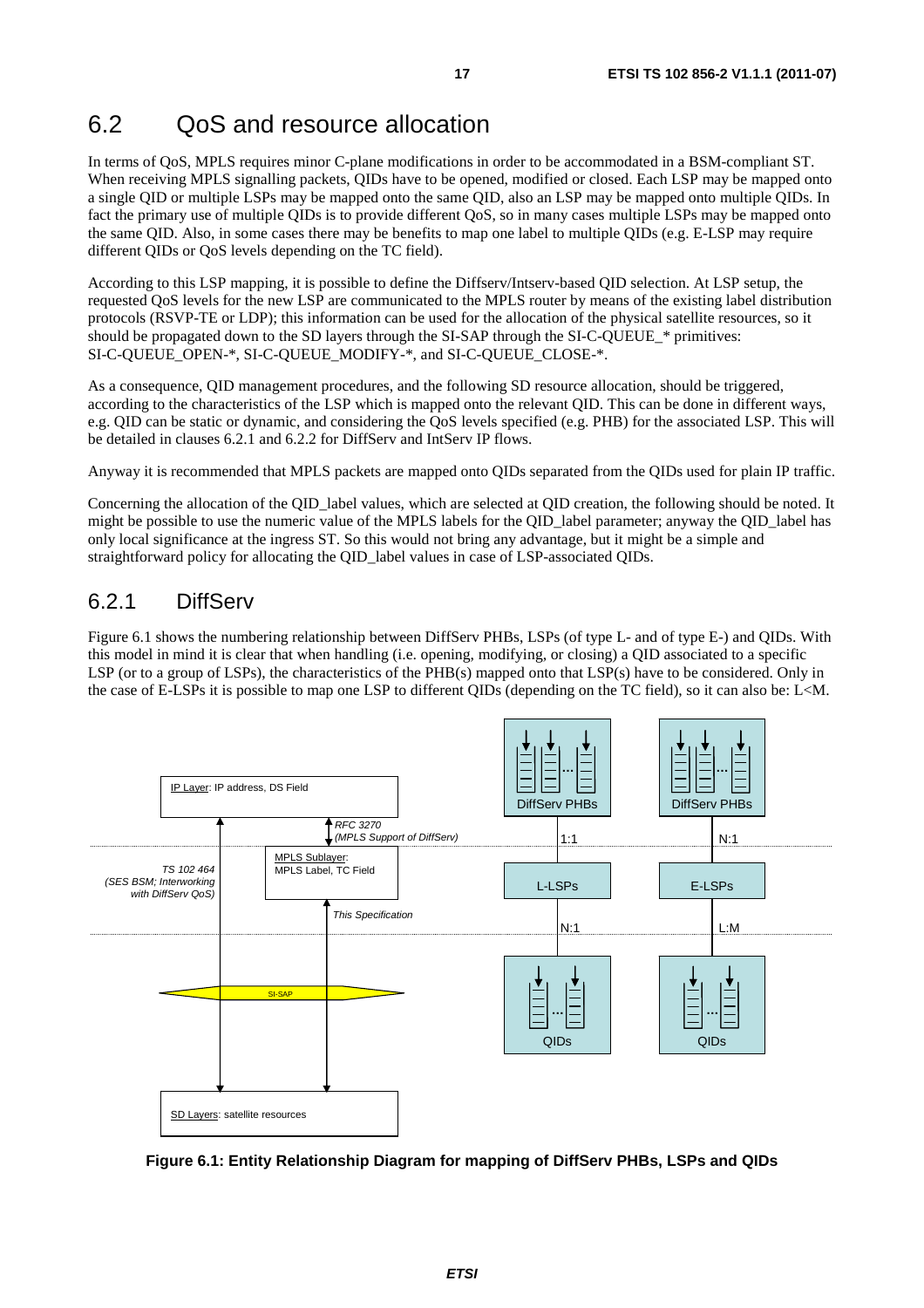## 6.2 QoS and resource allocation

In terms of QoS, MPLS requires minor C-plane modifications in order to be accommodated in a BSM-compliant ST. When receiving MPLS signalling packets, QIDs have to be opened, modified or closed. Each LSP may be mapped onto a single QID or multiple LSPs may be mapped onto the same QID, also an LSP may be mapped onto multiple QIDs. In fact the primary use of multiple QIDs is to provide different QoS, so in many cases multiple LSPs may be mapped onto the same QID. Also, in some cases there may be benefits to map one label to multiple QIDs (e.g. E-LSP may require different QIDs or QoS levels depending on the TC field).

According to this LSP mapping, it is possible to define the Diffserv/Intserv-based QID selection. At LSP setup, the requested QoS levels for the new LSP are communicated to the MPLS router by means of the existing label distribution protocols (RSVP-TE or LDP); this information can be used for the allocation of the physical satellite resources, so it should be propagated down to the SD layers through the SI-SAP through the SI-C-QUEUE_* primitives: SI-C-QUEUE_OPEN-*, SI-C-QUEUE_MODIFY-*, and SI-C-QUEUE_CLOSE-*.

As a consequence, QID management procedures, and the following SD resource allocation, should be triggered, according to the characteristics of the LSP which is mapped onto the relevant QID. This can be done in different ways, e.g. QID can be static or dynamic, and considering the QoS levels specified (e.g. PHB) for the associated LSP. This will be detailed in clauses 6.2.1 and 6.2.2 for DiffServ and IntServ IP flows.

Anyway it is recommended that MPLS packets are mapped onto QIDs separated from the QIDs used for plain IP traffic.

Concerning the allocation of the QID_label values, which are selected at QID creation, the following should be noted. It might be possible to use the numeric value of the MPLS labels for the QID_label parameter; anyway the QID_label has only local significance at the ingress ST. So this would not bring any advantage, but it might be a simple and straightforward policy for allocating the QID_label values in case of LSP-associated QIDs.

### 6.2.1 DiffServ

Figure 6.1 shows the numbering relationship between DiffServ PHBs, LSPs (of type L- and of type E-) and QIDs. With this model in mind it is clear that when handling (i.e. opening, modifying, or closing) a QID associated to a specific LSP (or to a group of LSPs), the characteristics of the PHB(s) mapped onto that LSP(s) have to be considered. Only in the case of E-LSPs it is possible to map one LSP to different QIDs (depending on the TC field), so it can also be: L<M.

IP Layer: IP address, DS Field | RFC 3270 (MPLS Support of DiffServ) | MPLS Sublayer: MPLS Label, TC Field | TS 102 464 (SES BSM; Interworking with DiffServ QoS) | This Specification | SI-SAP | SD Layers: satellite resources

DiffServ PHBs — 1:1 — L-LSPs — N:1 — QIDs

DiffServ PHBs — N:1 — E-LSPs — L:M — QIDs

**Figure 6.1: Entity Relationship Diagram for mapping of DiffServ PHBs, LSPs and QIDs**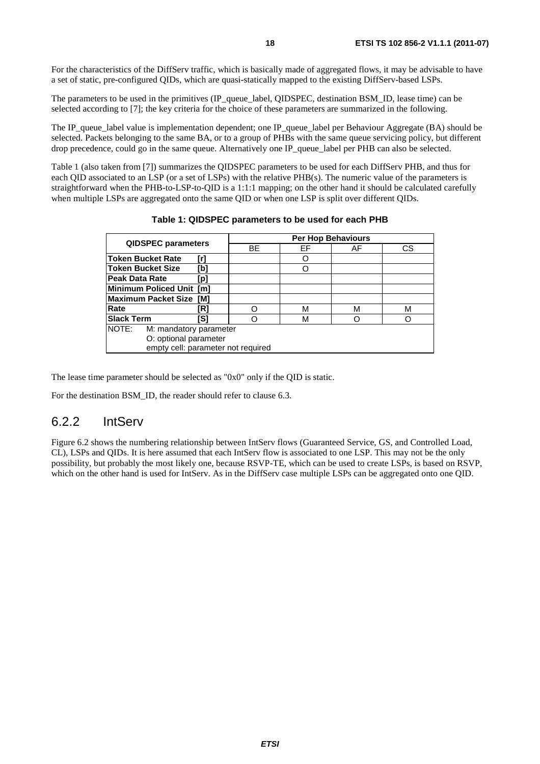For the characteristics of the DiffServ traffic, which is basically made of aggregated flows, it may be advisable to have a set of static, pre-configured QIDs, which are quasi-statically mapped to the existing DiffServ-based LSPs.

The parameters to be used in the primitives (IP_queue_label, QIDSPEC, destination BSM_ID, lease time) can be selected according to [7]; the key criteria for the choice of these parameters are summarized in the following.

The IP_queue_label value is implementation dependent; one IP_queue_label per Behaviour Aggregate (BA) should be selected. Packets belonging to the same BA, or to a group of PHBs with the same queue servicing policy, but different drop precedence, could go in the same queue. Alternatively one IP_queue_label per PHB can also be selected.

Table 1 (also taken from [7]) summarizes the QIDSPEC parameters to be used for each DiffServ PHB, and thus for each QID associated to an LSP (or a set of LSPs) with the relative PHB(s). The numeric value of the parameters is straightforward when the PHB-to-LSP-to-QID is a 1:1:1 mapping; on the other hand it should be calculated carefully when multiple LSPs are aggregated onto the same QID or when one LSP is split over different QIDs.

**Table 1: QIDSPEC parameters to be used for each PHB**

| QIDSPEC parameters | | Per Hop Behaviours | | | |
|---|---|---|---|---|---|
| | | BE | EF | AF | CS |
| **Token Bucket Rate** | **[r]** | | O | | |
| **Token Bucket Size** | **[b]** | | O | | |
| **Peak Data Rate** | **[p]** | | | | |
| **Minimum Policed Unit** | **[m]** | | | | |
| **Maximum Packet Size** | **[M]** | | | | |
| **Rate** | **[R]** | O | M | M | M |
| **Slack Term** | **[S]** | O | M | O | O |
| NOTE: M: mandatory parameter<br>O: optional parameter<br>empty cell: parameter not required | | | | | |

The lease time parameter should be selected as "0x0" only if the QID is static.

For the destination BSM_ID, the reader should refer to clause 6.3.

### 6.2.2 IntServ

Figure 6.2 shows the numbering relationship between IntServ flows (Guaranteed Service, GS, and Controlled Load, CL), LSPs and QIDs. It is here assumed that each IntServ flow is associated to one LSP. This may not be the only possibility, but probably the most likely one, because RSVP-TE, which can be used to create LSPs, is based on RSVP, which on the other hand is used for IntServ. As in the DiffServ case multiple LSPs can be aggregated onto one QID.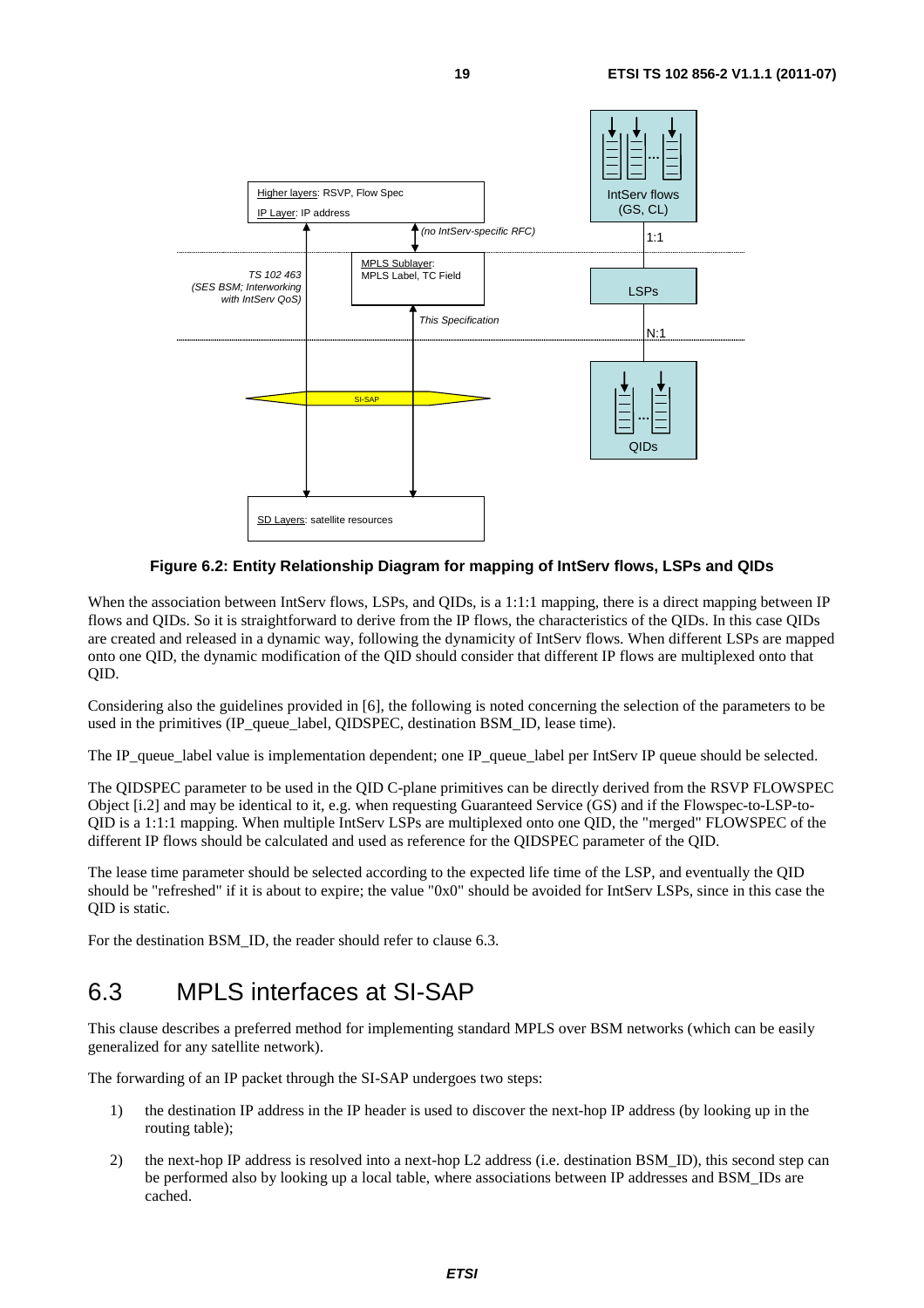**Figure 6.2: Entity Relationship Diagram for mapping of IntServ flows, LSPs and QIDs**

When the association between IntServ flows, LSPs, and QIDs, is a 1:1:1 mapping, there is a direct mapping between IP flows and QIDs. So it is straightforward to derive from the IP flows, the characteristics of the QIDs. In this case QIDs are created and released in a dynamic way, following the dynamicity of IntServ flows. When different LSPs are mapped onto one QID, the dynamic modification of the QID should consider that different IP flows are multiplexed onto that QID.

Considering also the guidelines provided in [6], the following is noted concerning the selection of the parameters to be used in the primitives (IP_queue_label, QIDSPEC, destination BSM_ID, lease time).

The IP_queue_label value is implementation dependent; one IP_queue_label per IntServ IP queue should be selected.

The QIDSPEC parameter to be used in the QID C-plane primitives can be directly derived from the RSVP FLOWSPEC Object [i.2] and may be identical to it, e.g. when requesting Guaranteed Service (GS) and if the Flowspec-to-LSP-to-QID is a 1:1:1 mapping. When multiple IntServ LSPs are multiplexed onto one QID, the "merged" FLOWSPEC of the different IP flows should be calculated and used as reference for the QIDSPEC parameter of the QID.

The lease time parameter should be selected according to the expected life time of the LSP, and eventually the QID should be "refreshed" if it is about to expire; the value "0x0" should be avoided for IntServ LSPs, since in this case the QID is static.

For the destination BSM_ID, the reader should refer to clause 6.3.

## 6.3 MPLS interfaces at SI-SAP

This clause describes a preferred method for implementing standard MPLS over BSM networks (which can be easily generalized for any satellite network).

The forwarding of an IP packet through the SI-SAP undergoes two steps:

1) the destination IP address in the IP header is used to discover the next-hop IP address (by looking up in the routing table);

2) the next-hop IP address is resolved into a next-hop L2 address (i.e. destination BSM_ID), this second step can be performed also by looking up a local table, where associations between IP addresses and BSM_IDs are cached.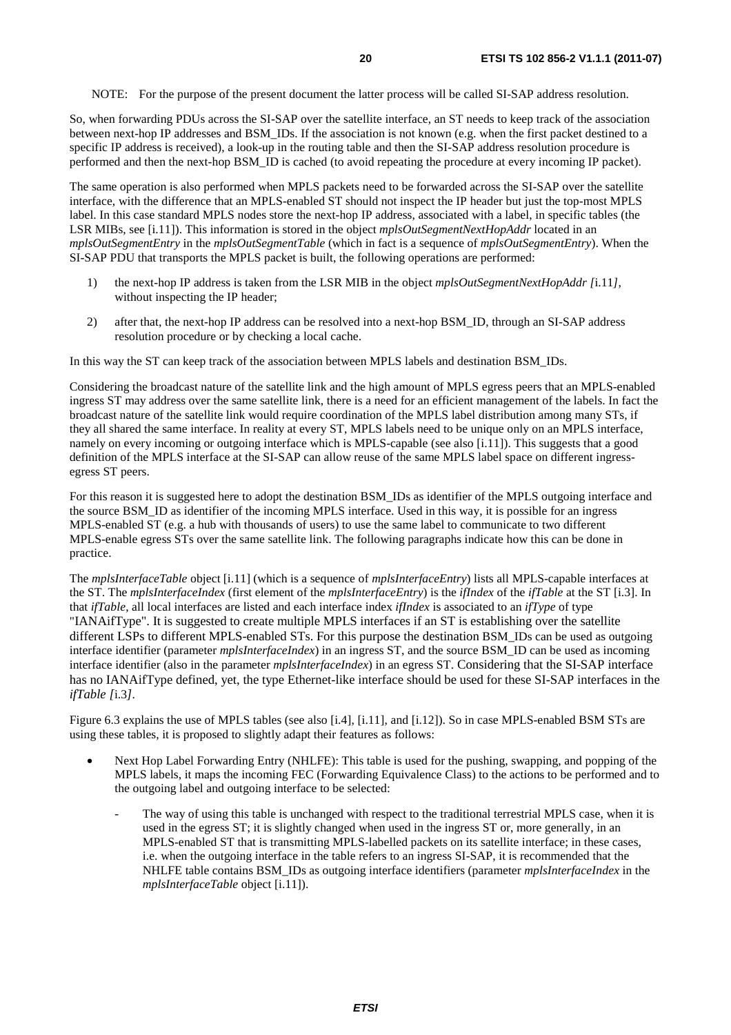NOTE: For the purpose of the present document the latter process will be called SI-SAP address resolution.

So, when forwarding PDUs across the SI-SAP over the satellite interface, an ST needs to keep track of the association between next-hop IP addresses and BSM_IDs. If the association is not known (e.g. when the first packet destined to a specific IP address is received), a look-up in the routing table and then the SI-SAP address resolution procedure is performed and then the next-hop BSM_ID is cached (to avoid repeating the procedure at every incoming IP packet).

The same operation is also performed when MPLS packets need to be forwarded across the SI-SAP over the satellite interface, with the difference that an MPLS-enabled ST should not inspect the IP header but just the top-most MPLS label. In this case standard MPLS nodes store the next-hop IP address, associated with a label, in specific tables (the LSR MIBs, see [i.11]). This information is stored in the object *mplsOutSegmentNextHopAddr* located in an *mplsOutSegmentEntry* in the *mplsOutSegmentTable* (which in fact is a sequence of *mplsOutSegmentEntry*). When the SI-SAP PDU that transports the MPLS packet is built, the following operations are performed:

1) the next-hop IP address is taken from the LSR MIB in the object *mplsOutSegmentNextHopAddr [*i.11*]*, without inspecting the IP header;

2) after that, the next-hop IP address can be resolved into a next-hop BSM_ID, through an SI-SAP address resolution procedure or by checking a local cache.

In this way the ST can keep track of the association between MPLS labels and destination BSM_IDs.

Considering the broadcast nature of the satellite link and the high amount of MPLS egress peers that an MPLS-enabled ingress ST may address over the same satellite link, there is a need for an efficient management of the labels. In fact the broadcast nature of the satellite link would require coordination of the MPLS label distribution among many STs, if they all shared the same interface. In reality at every ST, MPLS labels need to be unique only on an MPLS interface, namely on every incoming or outgoing interface which is MPLS-capable (see also [i.11]). This suggests that a good definition of the MPLS interface at the SI-SAP can allow reuse of the same MPLS label space on different ingress-egress ST peers.

For this reason it is suggested here to adopt the destination BSM_IDs as identifier of the MPLS outgoing interface and the source BSM_ID as identifier of the incoming MPLS interface. Used in this way, it is possible for an ingress MPLS-enabled ST (e.g. a hub with thousands of users) to use the same label to communicate to two different MPLS-enable egress STs over the same satellite link. The following paragraphs indicate how this can be done in practice.

The *mplsInterfaceTable* object [i.11] (which is a sequence of *mplsInterfaceEntry*) lists all MPLS-capable interfaces at the ST. The *mplsInterfaceIndex* (first element of the *mplsInterfaceEntry*) is the *ifIndex* of the *ifTable* at the ST [i.3]. In that *ifTable*, all local interfaces are listed and each interface index *ifIndex* is associated to an *ifType* of type "IANAifType". It is suggested to create multiple MPLS interfaces if an ST is establishing over the satellite different LSPs to different MPLS-enabled STs. For this purpose the destination BSM_IDs can be used as outgoing interface identifier (parameter *mplsInterfaceIndex*) in an ingress ST, and the source BSM_ID can be used as incoming interface identifier (also in the parameter *mplsInterfaceIndex*) in an egress ST. Considering that the SI-SAP interface has no IANAifType defined, yet, the type Ethernet-like interface should be used for these SI-SAP interfaces in the *ifTable [*i.3*]*.

Figure 6.3 explains the use of MPLS tables (see also [i.4], [i.11], and [i.12]). So in case MPLS-enabled BSM STs are using these tables, it is proposed to slightly adapt their features as follows:

- Next Hop Label Forwarding Entry (NHLFE): This table is used for the pushing, swapping, and popping of the MPLS labels, it maps the incoming FEC (Forwarding Equivalence Class) to the actions to be performed and to the outgoing label and outgoing interface to be selected:
  - The way of using this table is unchanged with respect to the traditional terrestrial MPLS case, when it is used in the egress ST; it is slightly changed when used in the ingress ST or, more generally, in an MPLS-enabled ST that is transmitting MPLS-labelled packets on its satellite interface; in these cases, i.e. when the outgoing interface in the table refers to an ingress SI-SAP, it is recommended that the NHLFE table contains BSM_IDs as outgoing interface identifiers (parameter *mplsInterfaceIndex* in the *mplsInterfaceTable* object [i.11]).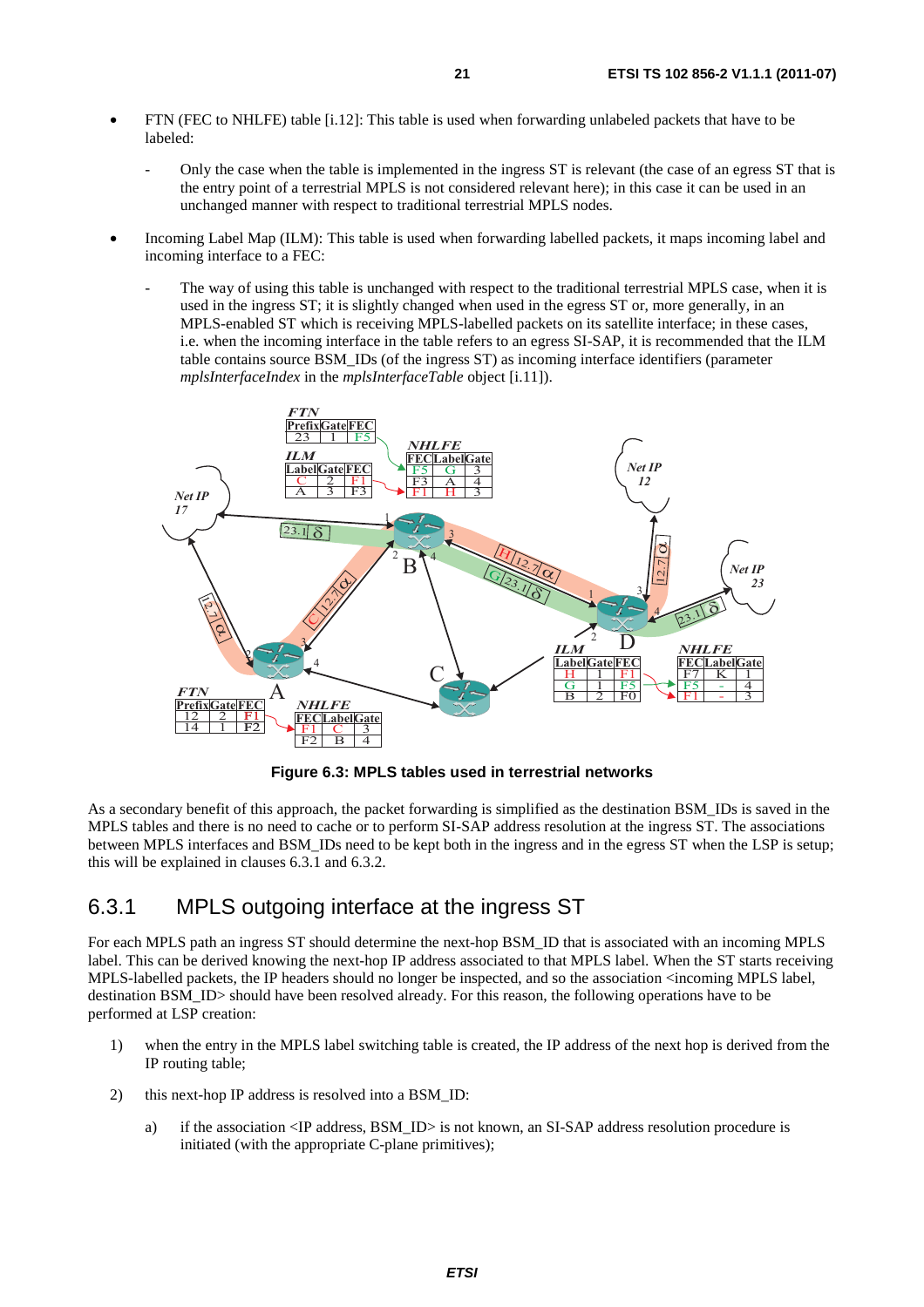- FTN (FEC to NHLFE) table [i.12]: This table is used when forwarding unlabeled packets that have to be labeled:
  - Only the case when the table is implemented in the ingress ST is relevant (the case of an egress ST that is the entry point of a terrestrial MPLS is not considered relevant here); in this case it can be used in an unchanged manner with respect to traditional terrestrial MPLS nodes.
- Incoming Label Map (ILM): This table is used when forwarding labelled packets, it maps incoming label and incoming interface to a FEC:
  - The way of using this table is unchanged with respect to the traditional terrestrial MPLS case, when it is used in the ingress ST; it is slightly changed when used in the egress ST or, more generally, in an MPLS-enabled ST which is receiving MPLS-labelled packets on its satellite interface; in these cases, i.e. when the incoming interface in the table refers to an egress SI-SAP, it is recommended that the ILM table contains source BSM_IDs (of the ingress ST) as incoming interface identifiers (parameter *mplsInterfaceIndex* in the *mplsInterfaceTable* object [i.11]).

**Figure 6.3: MPLS tables used in terrestrial networks**

As a secondary benefit of this approach, the packet forwarding is simplified as the destination BSM_IDs is saved in the MPLS tables and there is no need to cache or to perform SI-SAP address resolution at the ingress ST. The associations between MPLS interfaces and BSM_IDs need to be kept both in the ingress and in the egress ST when the LSP is setup; this will be explained in clauses 6.3.1 and 6.3.2.

## 6.3.1 MPLS outgoing interface at the ingress ST

For each MPLS path an ingress ST should determine the next-hop BSM_ID that is associated with an incoming MPLS label. This can be derived knowing the next-hop IP address associated to that MPLS label. When the ST starts receiving MPLS-labelled packets, the IP headers should no longer be inspected, and so the association <incoming MPLS label, destination BSM_ID> should have been resolved already. For this reason, the following operations have to be performed at LSP creation:

1) when the entry in the MPLS label switching table is created, the IP address of the next hop is derived from the IP routing table;

2) this next-hop IP address is resolved into a BSM_ID:

   a) if the association <IP address, BSM_ID> is not known, an SI-SAP address resolution procedure is initiated (with the appropriate C-plane primitives);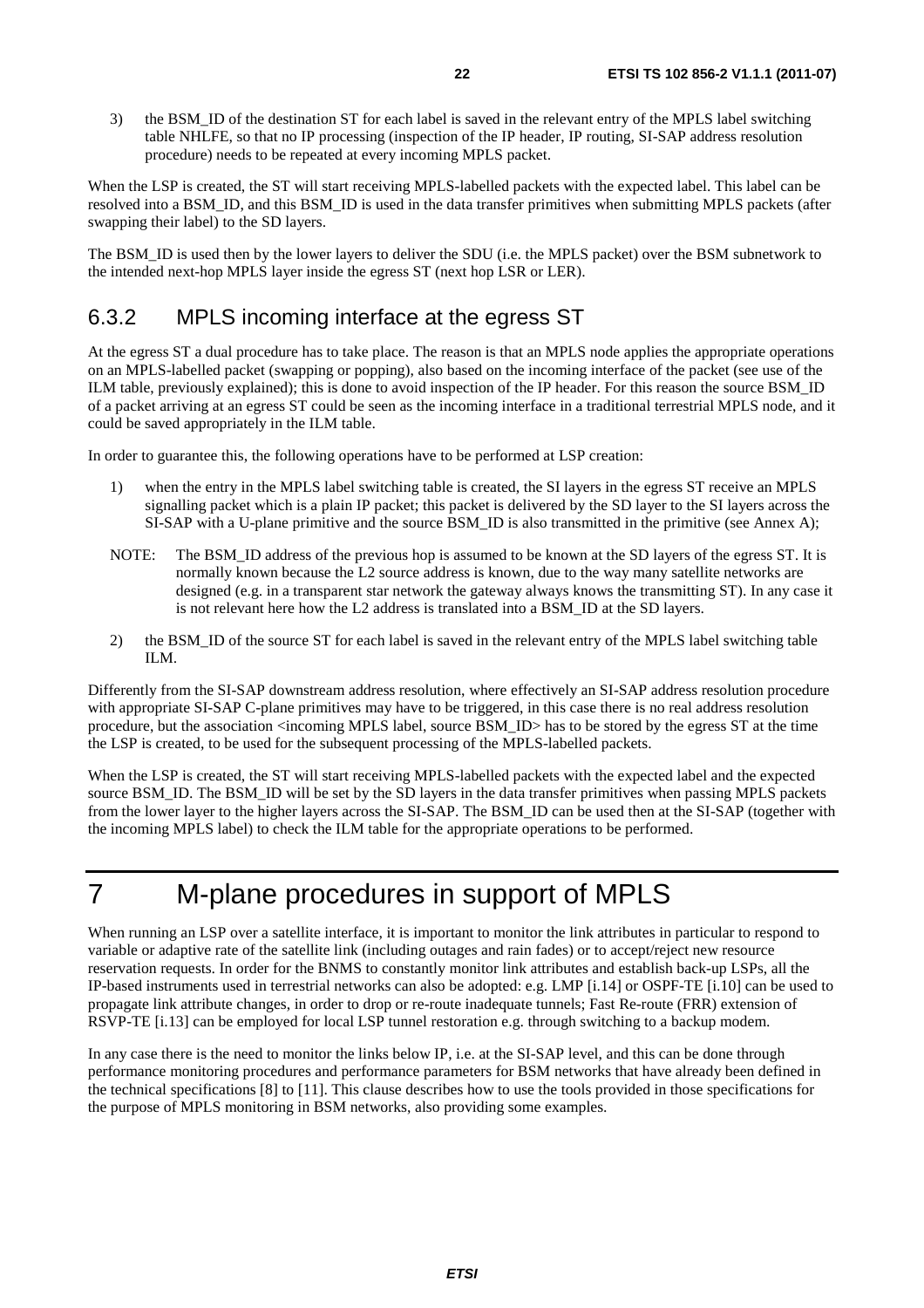3) the BSM_ID of the destination ST for each label is saved in the relevant entry of the MPLS label switching table NHLFE, so that no IP processing (inspection of the IP header, IP routing, SI-SAP address resolution procedure) needs to be repeated at every incoming MPLS packet.

When the LSP is created, the ST will start receiving MPLS-labelled packets with the expected label. This label can be resolved into a BSM_ID, and this BSM_ID is used in the data transfer primitives when submitting MPLS packets (after swapping their label) to the SD layers.

The BSM_ID is used then by the lower layers to deliver the SDU (i.e. the MPLS packet) over the BSM subnetwork to the intended next-hop MPLS layer inside the egress ST (next hop LSR or LER).

### 6.3.2 MPLS incoming interface at the egress ST

At the egress ST a dual procedure has to take place. The reason is that an MPLS node applies the appropriate operations on an MPLS-labelled packet (swapping or popping), also based on the incoming interface of the packet (see use of the ILM table, previously explained); this is done to avoid inspection of the IP header. For this reason the source BSM_ID of a packet arriving at an egress ST could be seen as the incoming interface in a traditional terrestrial MPLS node, and it could be saved appropriately in the ILM table.

In order to guarantee this, the following operations have to be performed at LSP creation:

1) when the entry in the MPLS label switching table is created, the SI layers in the egress ST receive an MPLS signalling packet which is a plain IP packet; this packet is delivered by the SD layer to the SI layers across the SI-SAP with a U-plane primitive and the source BSM_ID is also transmitted in the primitive (see Annex A);

NOTE: The BSM_ID address of the previous hop is assumed to be known at the SD layers of the egress ST. It is normally known because the L2 source address is known, due to the way many satellite networks are designed (e.g. in a transparent star network the gateway always knows the transmitting ST). In any case it is not relevant here how the L2 address is translated into a BSM_ID at the SD layers.

2) the BSM_ID of the source ST for each label is saved in the relevant entry of the MPLS label switching table ILM.

Differently from the SI-SAP downstream address resolution, where effectively an SI-SAP address resolution procedure with appropriate SI-SAP C-plane primitives may have to be triggered, in this case there is no real address resolution procedure, but the association <incoming MPLS label, source BSM_ID> has to be stored by the egress ST at the time the LSP is created, to be used for the subsequent processing of the MPLS-labelled packets.

When the LSP is created, the ST will start receiving MPLS-labelled packets with the expected label and the expected source BSM_ID. The BSM_ID will be set by the SD layers in the data transfer primitives when passing MPLS packets from the lower layer to the higher layers across the SI-SAP. The BSM_ID can be used then at the SI-SAP (together with the incoming MPLS label) to check the ILM table for the appropriate operations to be performed.

# 7 M-plane procedures in support of MPLS

When running an LSP over a satellite interface, it is important to monitor the link attributes in particular to respond to variable or adaptive rate of the satellite link (including outages and rain fades) or to accept/reject new resource reservation requests. In order for the BNMS to constantly monitor link attributes and establish back-up LSPs, all the IP-based instruments used in terrestrial networks can also be adopted: e.g. LMP [i.14] or OSPF-TE [i.10] can be used to propagate link attribute changes, in order to drop or re-route inadequate tunnels; Fast Re-route (FRR) extension of RSVP-TE [i.13] can be employed for local LSP tunnel restoration e.g. through switching to a backup modem.

In any case there is the need to monitor the links below IP, i.e. at the SI-SAP level, and this can be done through performance monitoring procedures and performance parameters for BSM networks that have already been defined in the technical specifications [8] to [11]. This clause describes how to use the tools provided in those specifications for the purpose of MPLS monitoring in BSM networks, also providing some examples.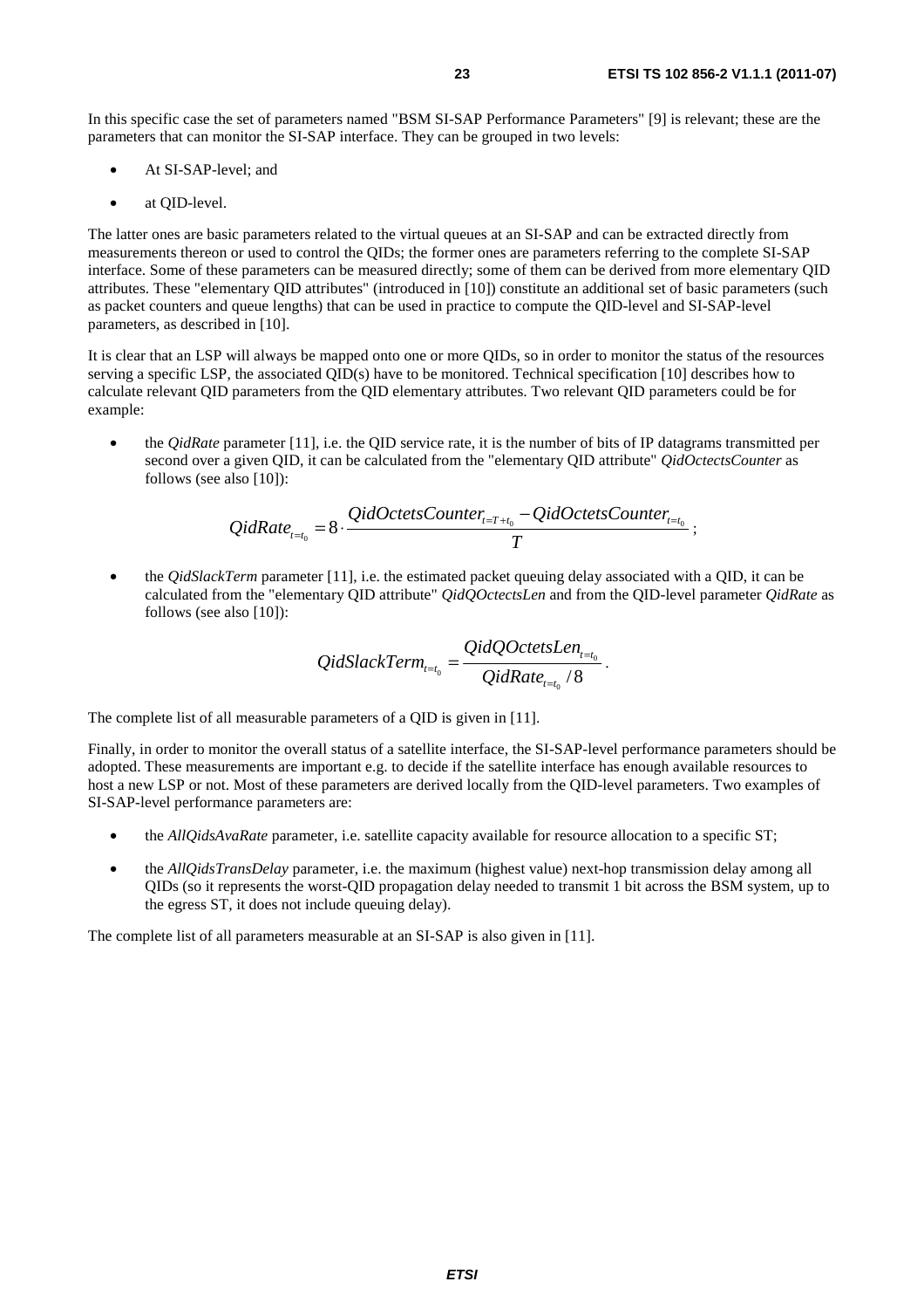In this specific case the set of parameters named "BSM SI-SAP Performance Parameters" [9] is relevant; these are the parameters that can monitor the SI-SAP interface. They can be grouped in two levels:

- At SI-SAP-level; and
- at QID-level.

The latter ones are basic parameters related to the virtual queues at an SI-SAP and can be extracted directly from measurements thereon or used to control the QIDs; the former ones are parameters referring to the complete SI-SAP interface. Some of these parameters can be measured directly; some of them can be derived from more elementary QID attributes. These "elementary QID attributes" (introduced in [10]) constitute an additional set of basic parameters (such as packet counters and queue lengths) that can be used in practice to compute the QID-level and SI-SAP-level parameters, as described in [10].

It is clear that an LSP will always be mapped onto one or more QIDs, so in order to monitor the status of the resources serving a specific LSP, the associated QID(s) have to be monitored. Technical specification [10] describes how to calculate relevant QID parameters from the QID elementary attributes. Two relevant QID parameters could be for example:

- the *QidRate* parameter [11], i.e. the QID service rate, it is the number of bits of IP datagrams transmitted per second over a given QID, it can be calculated from the "elementary QID attribute" *QidOctectsCounter* as follows (see also [10]):

$$QidRate_{t=t_0} = 8 \cdot \frac{QidOctetsCounter_{t=T+t_0} - QidOctetsCounter_{t=t_0}}{T};$$

- the *QidSlackTerm* parameter [11], i.e. the estimated packet queuing delay associated with a QID, it can be calculated from the "elementary QID attribute" *QidQOctectsLen* and from the QID-level parameter *QidRate* as follows (see also [10]):

$$QidSlackTerm_{t=t_0} = \frac{QidQOctetsLen_{t=t_0}}{QidRate_{t=t_0}/8}.$$

The complete list of all measurable parameters of a QID is given in [11].

Finally, in order to monitor the overall status of a satellite interface, the SI-SAP-level performance parameters should be adopted. These measurements are important e.g. to decide if the satellite interface has enough available resources to host a new LSP or not. Most of these parameters are derived locally from the QID-level parameters. Two examples of SI-SAP-level performance parameters are:

- the *AllQidsAvaRate* parameter, i.e. satellite capacity available for resource allocation to a specific ST;
- the *AllQidsTransDelay* parameter, i.e. the maximum (highest value) next-hop transmission delay among all QIDs (so it represents the worst-QID propagation delay needed to transmit 1 bit across the BSM system, up to the egress ST, it does not include queuing delay).

The complete list of all parameters measurable at an SI-SAP is also given in [11].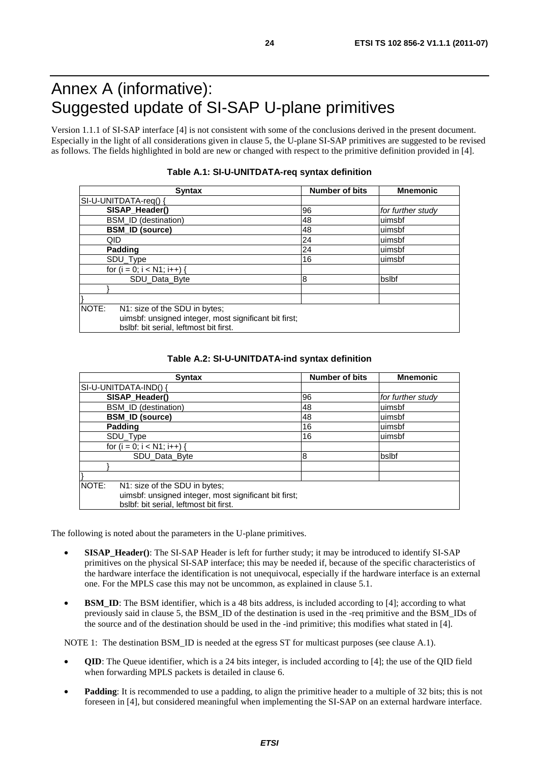# Annex A (informative): Suggested update of SI-SAP U-plane primitives

Version 1.1.1 of SI-SAP interface [4] is not consistent with some of the conclusions derived in the present document. Especially in the light of all considerations given in clause 5, the U-plane SI-SAP primitives are suggested to be revised as follows. The fields highlighted in bold are new or changed with respect to the primitive definition provided in [4].

**Table A.1: SI-U-UNITDATA-req syntax definition**

| Syntax | Number of bits | Mnemonic |
|---|---|---|
| SI-U-UNITDATA-req() { | | |
| **SISAP_Header()** | 96 | *for further study* |
| BSM_ID (destination) | 48 | uimsbf |
| **BSM_ID (source)** | 48 | uimsbf |
| QID | 24 | uimsbf |
| **Padding** | 24 | uimsbf |
| SDU_Type | 16 | uimsbf |
| for (i = 0; i < N1; i++) { | | |
| SDU_Data_Byte | 8 | bslbf |
| } | | |
| } | | |
| NOTE: N1: size of the SDU in bytes; uimsbf: unsigned integer, most significant bit first; bslbf: bit serial, leftmost bit first. | | |

**Table A.2: SI-U-UNITDATA-ind syntax definition**

| Syntax | Number of bits | Mnemonic |
|---|---|---|
| SI-U-UNITDATA-IND() { | | |
| **SISAP_Header()** | 96 | *for further study* |
| BSM_ID (destination) | 48 | uimsbf |
| **BSM_ID (source)** | 48 | uimsbf |
| **Padding** | 16 | uimsbf |
| SDU_Type | 16 | uimsbf |
| for (i = 0; i < N1; i++) { | | |
| SDU_Data_Byte | 8 | bslbf |
| } | | |
| } | | |
| NOTE: N1: size of the SDU in bytes; uimsbf: unsigned integer, most significant bit first; bslbf: bit serial, leftmost bit first. | | |

The following is noted about the parameters in the U-plane primitives.

- **SISAP_Header()**: The SI-SAP Header is left for further study; it may be introduced to identify SI-SAP primitives on the physical SI-SAP interface; this may be needed if, because of the specific characteristics of the hardware interface the identification is not unequivocal, especially if the hardware interface is an external one. For the MPLS case this may not be uncommon, as explained in clause 5.1.
- **BSM_ID**: The BSM identifier, which is a 48 bits address, is included according to [4]; according to what previously said in clause 5, the BSM_ID of the destination is used in the -req primitive and the BSM_IDs of the source and of the destination should be used in the -ind primitive; this modifies what stated in [4].

NOTE 1: The destination BSM_ID is needed at the egress ST for multicast purposes (see clause A.1).

- **QID**: The Queue identifier, which is a 24 bits integer, is included according to [4]; the use of the QID field when forwarding MPLS packets is detailed in clause 6.
- **Padding**: It is recommended to use a padding, to align the primitive header to a multiple of 32 bits; this is not foreseen in [4], but considered meaningful when implementing the SI-SAP on an external hardware interface.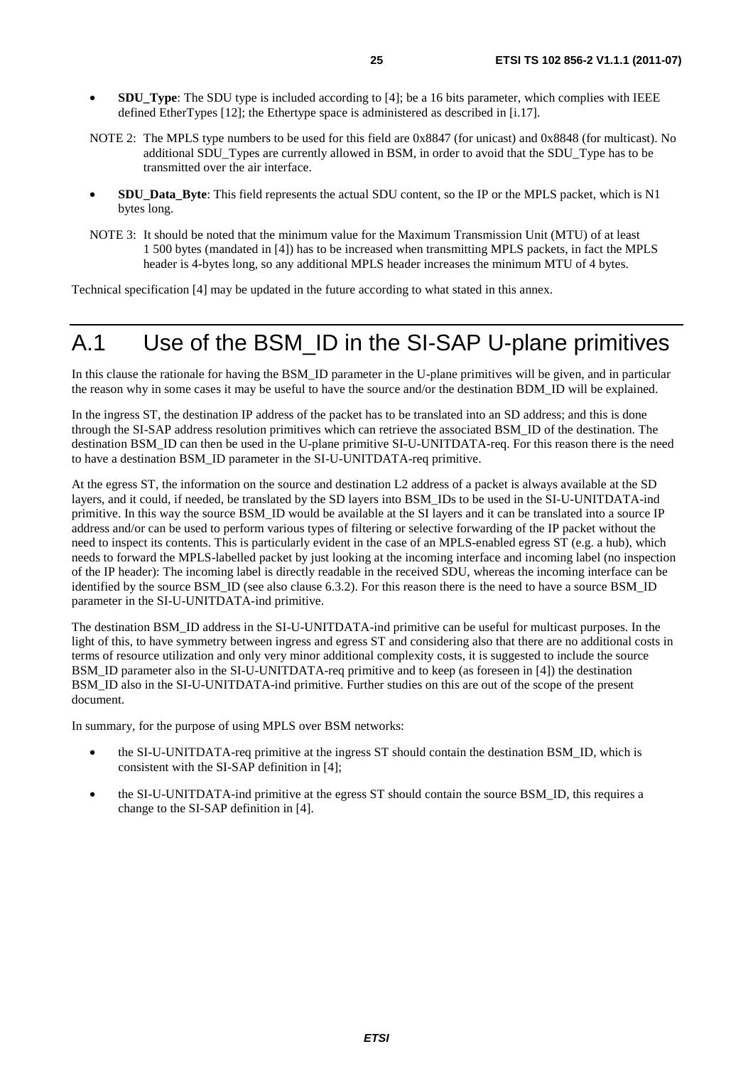- **SDU_Type**: The SDU type is included according to [4]; be a 16 bits parameter, which complies with IEEE defined EtherTypes [12]; the Ethertype space is administered as described in [i.17].

NOTE 2: The MPLS type numbers to be used for this field are 0x8847 (for unicast) and 0x8848 (for multicast). No additional SDU_Types are currently allowed in BSM, in order to avoid that the SDU_Type has to be transmitted over the air interface.

- **SDU_Data_Byte**: This field represents the actual SDU content, so the IP or the MPLS packet, which is N1 bytes long.

NOTE 3: It should be noted that the minimum value for the Maximum Transmission Unit (MTU) of at least 1 500 bytes (mandated in [4]) has to be increased when transmitting MPLS packets, in fact the MPLS header is 4-bytes long, so any additional MPLS header increases the minimum MTU of 4 bytes.

Technical specification [4] may be updated in the future according to what stated in this annex.

# A.1 Use of the BSM_ID in the SI-SAP U-plane primitives

In this clause the rationale for having the BSM_ID parameter in the U-plane primitives will be given, and in particular the reason why in some cases it may be useful to have the source and/or the destination BDM_ID will be explained.

In the ingress ST, the destination IP address of the packet has to be translated into an SD address; and this is done through the SI-SAP address resolution primitives which can retrieve the associated BSM_ID of the destination. The destination BSM_ID can then be used in the U-plane primitive SI-U-UNITDATA-req. For this reason there is the need to have a destination BSM_ID parameter in the SI-U-UNITDATA-req primitive.

At the egress ST, the information on the source and destination L2 address of a packet is always available at the SD layers, and it could, if needed, be translated by the SD layers into BSM_IDs to be used in the SI-U-UNITDATA-ind primitive. In this way the source BSM_ID would be available at the SI layers and it can be translated into a source IP address and/or can be used to perform various types of filtering or selective forwarding of the IP packet without the need to inspect its contents. This is particularly evident in the case of an MPLS-enabled egress ST (e.g. a hub), which needs to forward the MPLS-labelled packet by just looking at the incoming interface and incoming label (no inspection of the IP header): The incoming label is directly readable in the received SDU, whereas the incoming interface can be identified by the source BSM_ID (see also clause 6.3.2). For this reason there is the need to have a source BSM_ID parameter in the SI-U-UNITDATA-ind primitive.

The destination BSM_ID address in the SI-U-UNITDATA-ind primitive can be useful for multicast purposes. In the light of this, to have symmetry between ingress and egress ST and considering also that there are no additional costs in terms of resource utilization and only very minor additional complexity costs, it is suggested to include the source BSM_ID parameter also in the SI-U-UNITDATA-req primitive and to keep (as foreseen in [4]) the destination BSM_ID also in the SI-U-UNITDATA-ind primitive. Further studies on this are out of the scope of the present document.

In summary, for the purpose of using MPLS over BSM networks:

- the SI-U-UNITDATA-req primitive at the ingress ST should contain the destination BSM_ID, which is consistent with the SI-SAP definition in [4];
- the SI-U-UNITDATA-ind primitive at the egress ST should contain the source BSM_ID, this requires a change to the SI-SAP definition in [4].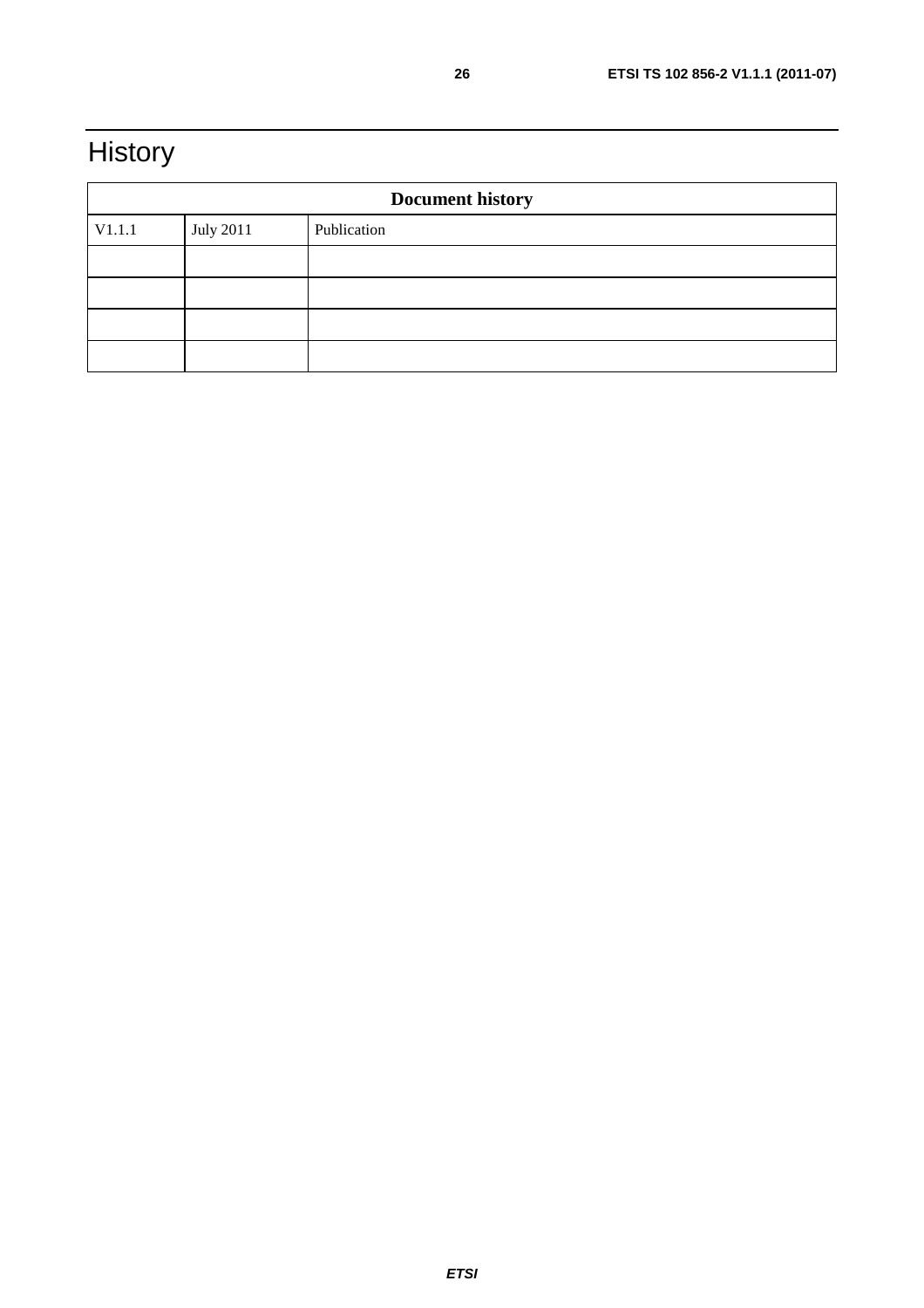# History

| Document history | | |
|---|---|---|
| V1.1.1 | July 2011 | Publication |
| | | |
| | | |
| | | |
| | | |